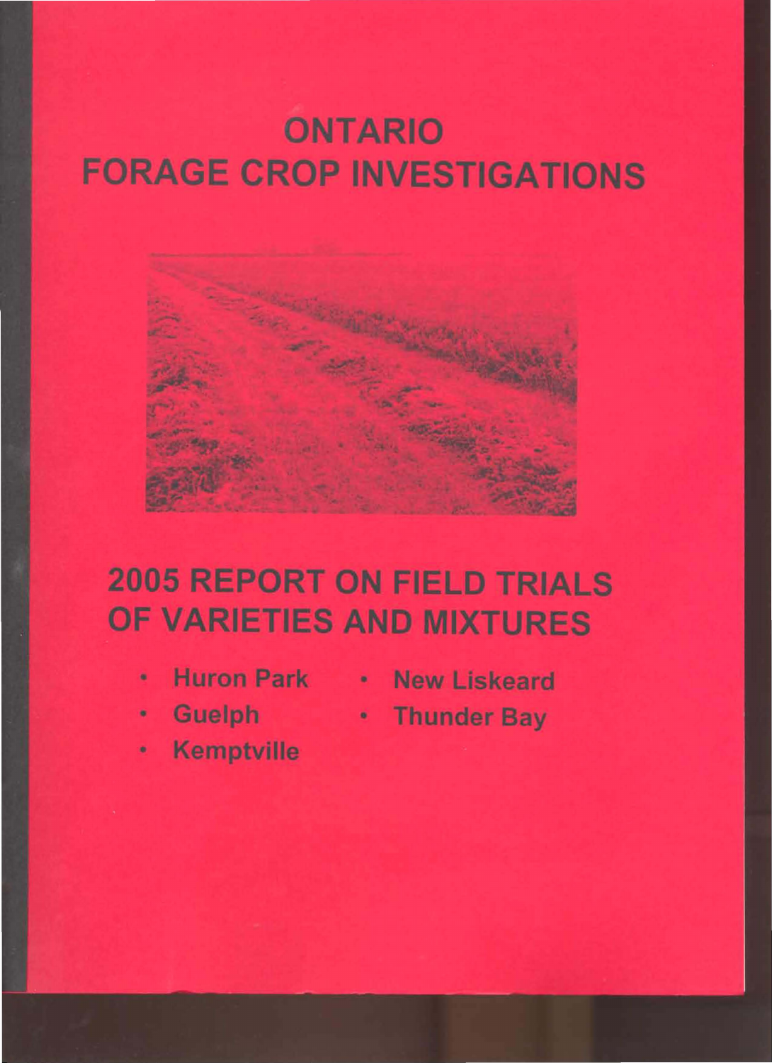# ONTARIO
# FORAGE CROP INVESTIGATIONS

## 2005 REPORT ON FIELD TRIALS OF VARIETIES AND MIXTURES

- Huron Park
- Guelph
- Kemptville
- New Liskeard
- Thunder Bay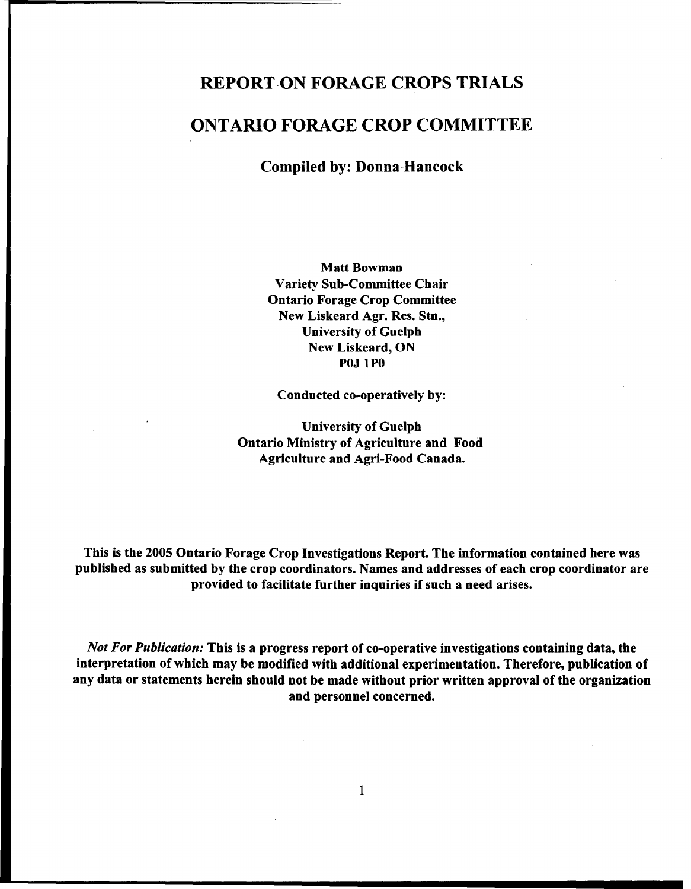# REPORT ON FORAGE CROPS TRIALS

# ONTARIO FORAGE CROP COMMITTEE

## Compiled by: Donna Hancock

**Matt Bowman**
**Variety Sub-Committee Chair**
**Ontario Forage Crop Committee**
**New Liskeard Agr. Res. Stn.,**
**University of Guelph**
**New Liskeard, ON**
**P0J 1P0**

**Conducted co-operatively by:**

**University of Guelph**
**Ontario Ministry of Agriculture and Food**
**Agriculture and Agri-Food Canada.**

**This is the 2005 Ontario Forage Crop Investigations Report. The information contained here was published as submitted by the crop coordinators. Names and addresses of each crop coordinator are provided to facilitate further inquiries if such a need arises.**

***Not For Publication:*** **This is a progress report of co-operative investigations containing data, the interpretation of which may be modified with additional experimentation. Therefore, publication of any data or statements herein should not be made without prior written approval of the organization and personnel concerned.**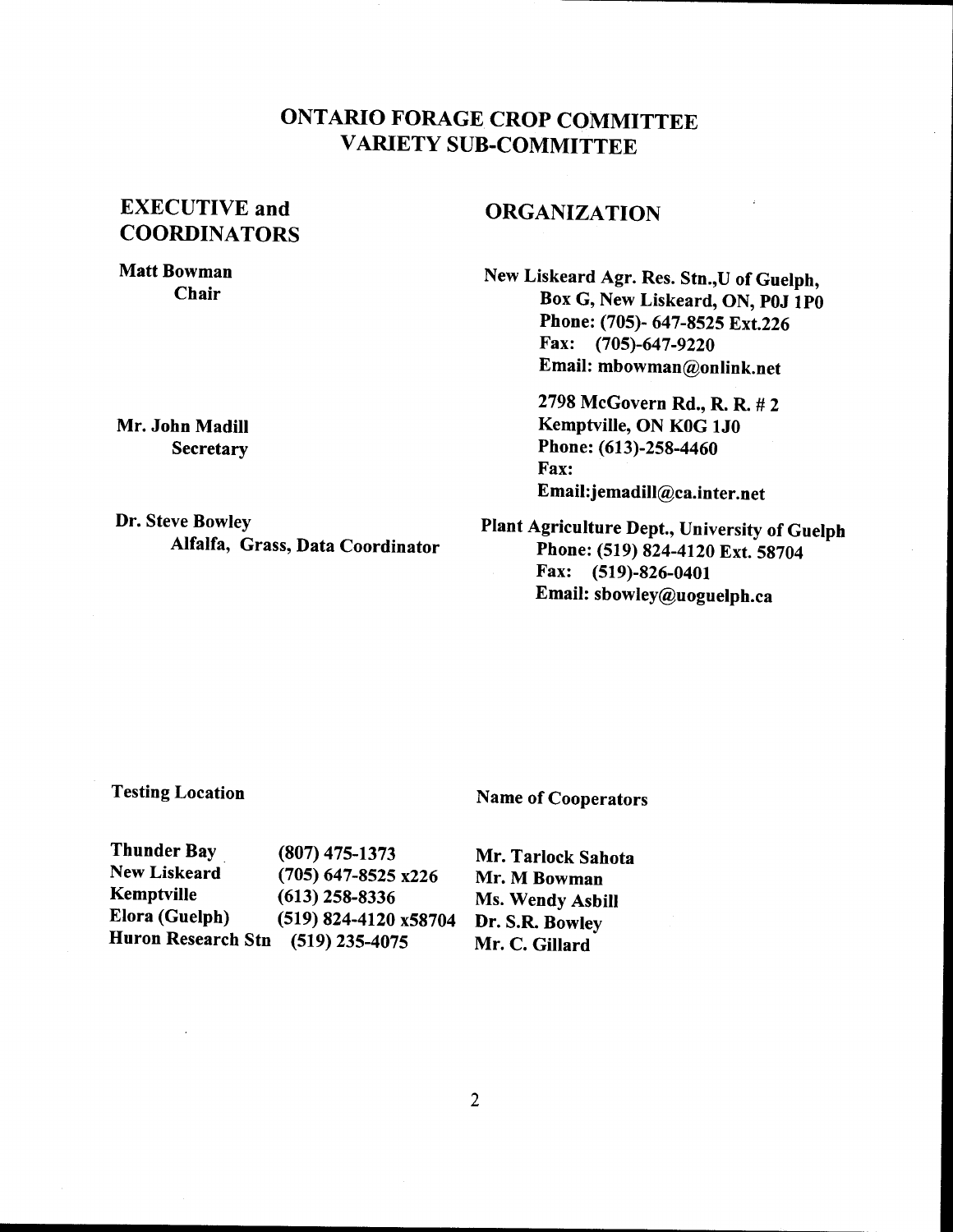# ONTARIO FORAGE CROP COMMITTEE
## VARIETY SUB-COMMITTEE

| EXECUTIVE and COORDINATORS | ORGANIZATION |
|---|---|
| **Matt Bowman**<br>**Chair** | **New Liskeard Agr. Res. Stn.,U of Guelph,**<br>**Box G, New Liskeard, ON, P0J 1P0**<br>**Phone: (705)- 647-8525 Ext.226**<br>**Fax: (705)-647-9220**<br>**Email: mbowman@onlink.net** |
| **Mr. John Madill**<br>**Secretary** | **2798 McGovern Rd., R. R. # 2**<br>**Kemptville, ON K0G 1J0**<br>**Phone: (613)-258-4460**<br>**Fax:**<br>**Email:jemadill@ca.inter.net** |
| **Dr. Steve Bowley**<br>**Alfalfa, Grass, Data Coordinator** | **Plant Agriculture Dept., University of Guelph**<br>**Phone: (519) 824-4120 Ext. 58704**<br>**Fax: (519)-826-0401**<br>**Email: sbowley@uoguelph.ca** |

| Testing Location | | Name of Cooperators |
|---|---|---|
| **Thunder Bay** | **(807) 475-1373** | **Mr. Tarlock Sahota** |
| **New Liskeard** | **(705) 647-8525 x226** | **Mr. M Bowman** |
| **Kemptville** | **(613) 258-8336** | **Ms. Wendy Asbill** |
| **Elora (Guelph)** | **(519) 824-4120 x58704** | **Dr. S.R. Bowley** |
| **Huron Research Stn** | **(519) 235-4075** | **Mr. C. Gillard** |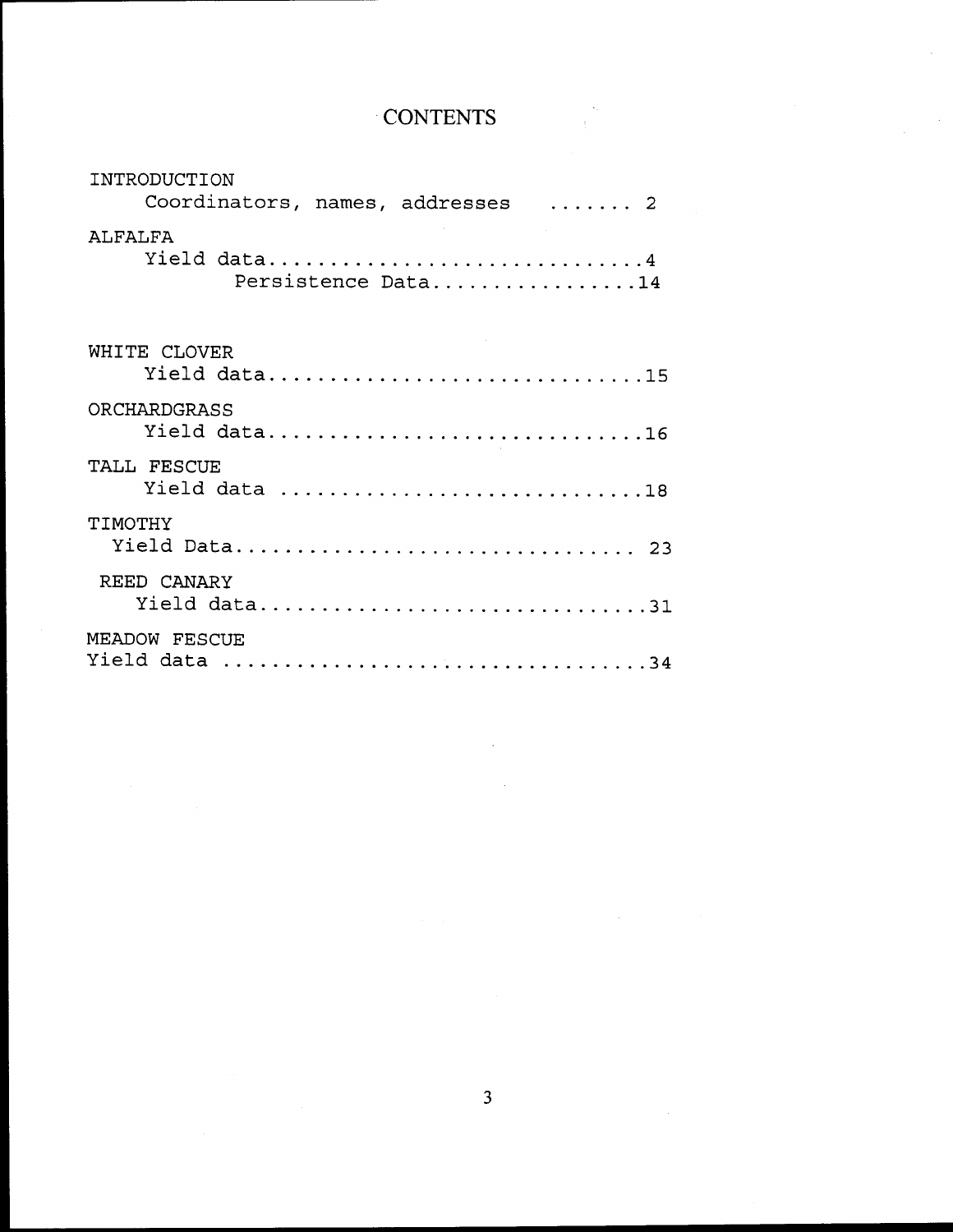# CONTENTS

INTRODUCTION
- Coordinators, names, addresses ....... 2

ALFALFA
- Yield data..............................4
  - Persistence Data.................14

WHITE CLOVER
- Yield data..............................15

ORCHARDGRASS
- Yield data..............................16

TALL FESCUE
- Yield data .............................18

TIMOTHY
- Yield Data................................ 23

REED CANARY
- Yield data...............................31

MEADOW FESCUE
- Yield data ..................................34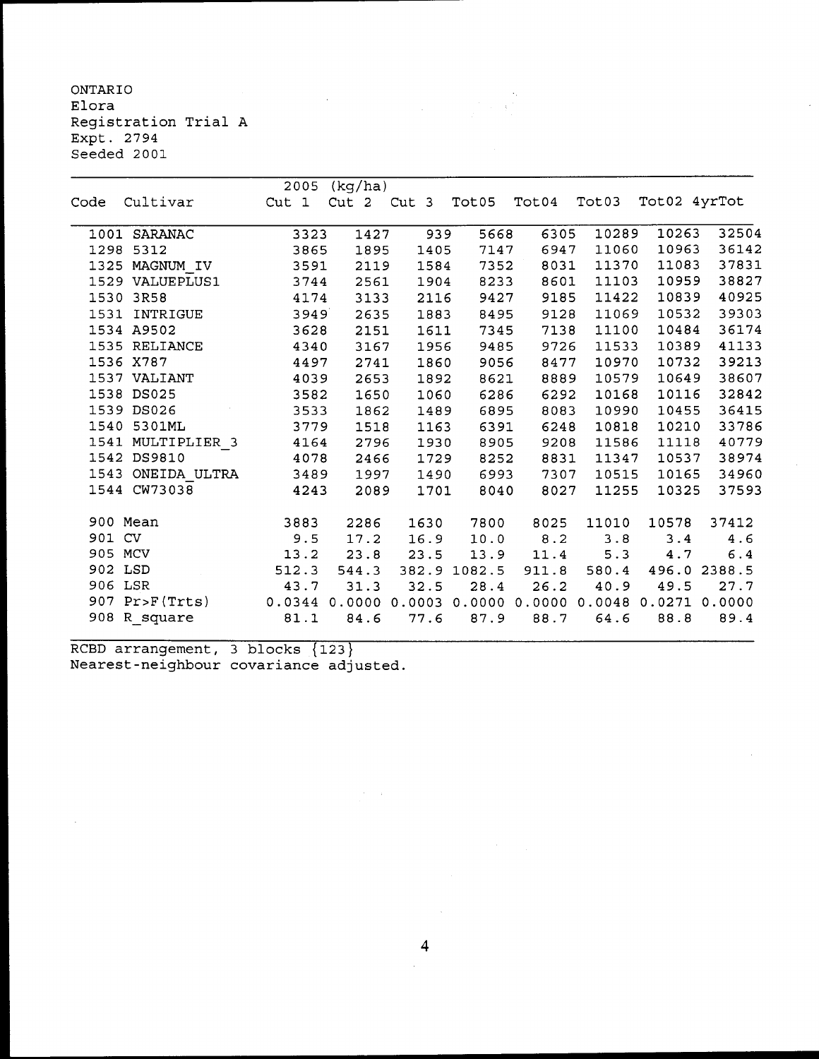ONTARIO
Elora
Registration Trial A
Expt. 2794
Seeded 2001

| | | 2005 (kg/ha) | | | | | | | |
|---|---|---|---|---|---|---|---|---|---|
| Code | Cultivar | Cut 1 | Cut 2 | Cut 3 | Tot05 | Tot04 | Tot03 | Tot02 | 4yrTot |
| 1001 | SARANAC | 3323 | 1427 | 939 | 5668 | 6305 | 10289 | 10263 | 32504 |
| 1298 | 5312 | 3865 | 1895 | 1405 | 7147 | 6947 | 11060 | 10963 | 36142 |
| 1325 | MAGNUM_IV | 3591 | 2119 | 1584 | 7352 | 8031 | 11370 | 11083 | 37831 |
| 1529 | VALUEPLUS1 | 3744 | 2561 | 1904 | 8233 | 8601 | 11103 | 10959 | 38827 |
| 1530 | 3R58 | 4174 | 3133 | 2116 | 9427 | 9185 | 11422 | 10839 | 40925 |
| 1531 | INTRIGUE | 3949 | 2635 | 1883 | 8495 | 9128 | 11069 | 10532 | 39303 |
| 1534 | A9502 | 3628 | 2151 | 1611 | 7345 | 7138 | 11100 | 10484 | 36174 |
| 1535 | RELIANCE | 4340 | 3167 | 1956 | 9485 | 9726 | 11533 | 10389 | 41133 |
| 1536 | X787 | 4497 | 2741 | 1860 | 9056 | 8477 | 10970 | 10732 | 39213 |
| 1537 | VALIANT | 4039 | 2653 | 1892 | 8621 | 8889 | 10579 | 10649 | 38607 |
| 1538 | DS025 | 3582 | 1650 | 1060 | 6286 | 6292 | 10168 | 10116 | 32842 |
| 1539 | DS026 | 3533 | 1862 | 1489 | 6895 | 8083 | 10990 | 10455 | 36415 |
| 1540 | 5301ML | 3779 | 1518 | 1163 | 6391 | 6248 | 10818 | 10210 | 33786 |
| 1541 | MULTIPLIER_3 | 4164 | 2796 | 1930 | 8905 | 9208 | 11586 | 11118 | 40779 |
| 1542 | DS9810 | 4078 | 2466 | 1729 | 8252 | 8831 | 11347 | 10537 | 38974 |
| 1543 | ONEIDA_ULTRA | 3489 | 1997 | 1490 | 6993 | 7307 | 10515 | 10165 | 34960 |
| 1544 | CW73038 | 4243 | 2089 | 1701 | 8040 | 8027 | 11255 | 10325 | 37593 |
| 900 | Mean | 3883 | 2286 | 1630 | 7800 | 8025 | 11010 | 10578 | 37412 |
| 901 | CV | 9.5 | 17.2 | 16.9 | 10.0 | 8.2 | 3.8 | 3.4 | 4.6 |
| 905 | MCV | 13.2 | 23.8 | 23.5 | 13.9 | 11.4 | 5.3 | 4.7 | 6.4 |
| 902 | LSD | 512.3 | 544.3 | 382.9 | 1082.5 | 911.8 | 580.4 | 496.0 | 2388.5 |
| 906 | LSR | 43.7 | 31.3 | 32.5 | 28.4 | 26.2 | 40.9 | 49.5 | 27.7 |
| 907 | Pr>F(Trts) | 0.0344 | 0.0000 | 0.0003 | 0.0000 | 0.0000 | 0.0048 | 0.0271 | 0.0000 |
| 908 | R_square | 81.1 | 84.6 | 77.6 | 87.9 | 88.7 | 64.6 | 88.8 | 89.4 |

RCBD arrangement, 3 blocks {123}
Nearest-neighbour covariance adjusted.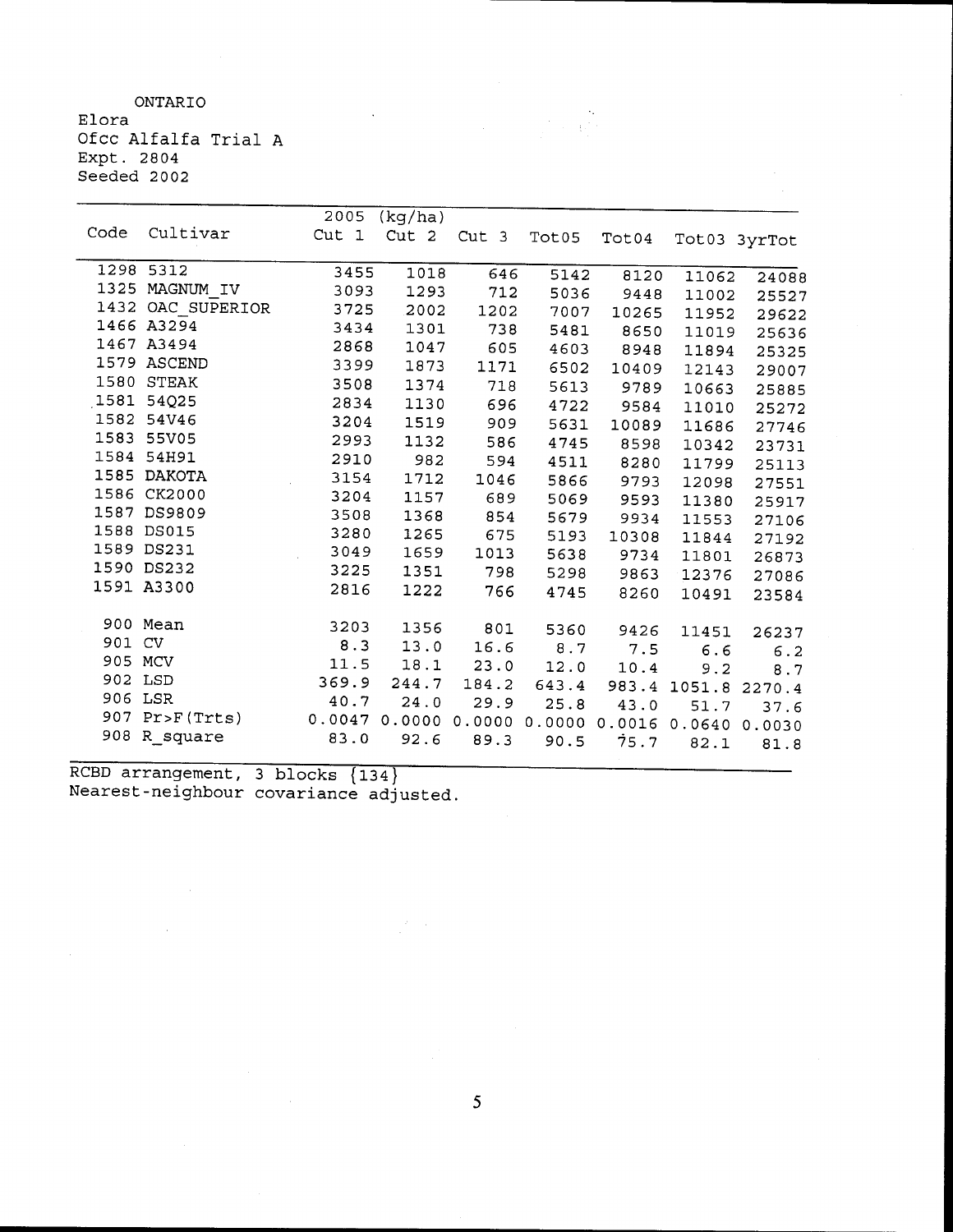ONTARIO
Elora
Ofcc Alfalfa Trial A
Expt. 2804
Seeded 2002

| Code | Cultivar | 2005 (kg/ha) Cut 1 | Cut 2 | Cut 3 | Tot05 | Tot04 | Tot03 | 3yrTot |
|---|---|---|---|---|---|---|---|---|
| 1298 | 5312 | 3455 | 1018 | 646 | 5142 | 8120 | 11062 | 24088 |
| 1325 | MAGNUM_IV | 3093 | 1293 | 712 | 5036 | 9448 | 11002 | 25527 |
| 1432 | OAC_SUPERIOR | 3725 | 2002 | 1202 | 7007 | 10265 | 11952 | 29622 |
| 1466 | A3294 | 3434 | 1301 | 738 | 5481 | 8650 | 11019 | 25636 |
| 1467 | A3494 | 2868 | 1047 | 605 | 4603 | 8948 | 11894 | 25325 |
| 1579 | ASCEND | 3399 | 1873 | 1171 | 6502 | 10409 | 12143 | 29007 |
| 1580 | STEAK | 3508 | 1374 | 718 | 5613 | 9789 | 10663 | 25885 |
| 1581 | 54Q25 | 2834 | 1130 | 696 | 4722 | 9584 | 11010 | 25272 |
| 1582 | 54V46 | 3204 | 1519 | 909 | 5631 | 10089 | 11686 | 27746 |
| 1583 | 55V05 | 2993 | 1132 | 586 | 4745 | 8598 | 10342 | 23731 |
| 1584 | 54H91 | 2910 | 982 | 594 | 4511 | 8280 | 11799 | 25113 |
| 1585 | DAKOTA | 3154 | 1712 | 1046 | 5866 | 9793 | 12098 | 27551 |
| 1586 | CK2000 | 3204 | 1157 | 689 | 5069 | 9593 | 11380 | 25917 |
| 1587 | DS9809 | 3508 | 1368 | 854 | 5679 | 9934 | 11553 | 27106 |
| 1588 | DS015 | 3280 | 1265 | 675 | 5193 | 10308 | 11844 | 27192 |
| 1589 | DS231 | 3049 | 1659 | 1013 | 5638 | 9734 | 11801 | 26873 |
| 1590 | DS232 | 3225 | 1351 | 798 | 5298 | 9863 | 12376 | 27086 |
| 1591 | A3300 | 2816 | 1222 | 766 | 4745 | 8260 | 10491 | 23584 |
| 900 | Mean | 3203 | 1356 | 801 | 5360 | 9426 | 11451 | 26237 |
| 901 | CV | 8.3 | 13.0 | 16.6 | 8.7 | 7.5 | 6.6 | 6.2 |
| 905 | MCV | 11.5 | 18.1 | 23.0 | 12.0 | 10.4 | 9.2 | 8.7 |
| 902 | LSD | 369.9 | 244.7 | 184.2 | 643.4 | 983.4 | 1051.8 | 2270.4 |
| 906 | LSR | 40.7 | 24.0 | 29.9 | 25.8 | 43.0 | 51.7 | 37.6 |
| 907 | Pr>F(Trts) | 0.0047 | 0.0000 | 0.0000 | 0.0000 | 0.0016 | 0.0640 | 0.0030 |
| 908 | R_square | 83.0 | 92.6 | 89.3 | 90.5 | 75.7 | 82.1 | 81.8 |

RCBD arrangement, 3 blocks {134}
Nearest-neighbour covariance adjusted.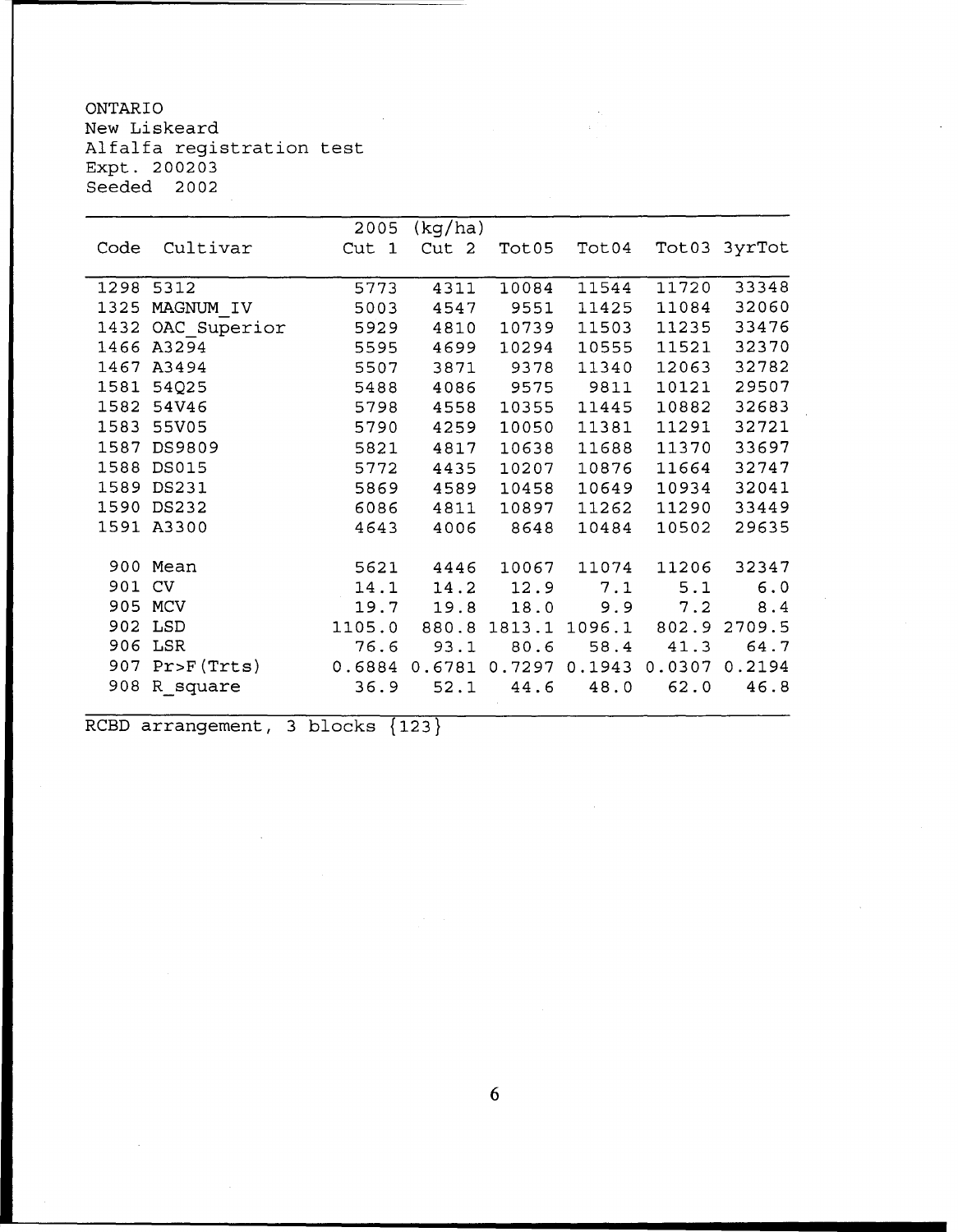ONTARIO
New Liskeard
Alfalfa registration test
Expt. 200203
Seeded 2002

| Code | Cultivar | 2005 (kg/ha) Cut 1 | Cut 2 | Tot05 | Tot04 | Tot03 | 3yrTot |
|---|---|---|---|---|---|---|---|
| 1298 | 5312 | 5773 | 4311 | 10084 | 11544 | 11720 | 33348 |
| 1325 | MAGNUM_IV | 5003 | 4547 | 9551 | 11425 | 11084 | 32060 |
| 1432 | OAC_Superior | 5929 | 4810 | 10739 | 11503 | 11235 | 33476 |
| 1466 | A3294 | 5595 | 4699 | 10294 | 10555 | 11521 | 32370 |
| 1467 | A3494 | 5507 | 3871 | 9378 | 11340 | 12063 | 32782 |
| 1581 | 54Q25 | 5488 | 4086 | 9575 | 9811 | 10121 | 29507 |
| 1582 | 54V46 | 5798 | 4558 | 10355 | 11445 | 10882 | 32683 |
| 1583 | 55V05 | 5790 | 4259 | 10050 | 11381 | 11291 | 32721 |
| 1587 | DS9809 | 5821 | 4817 | 10638 | 11688 | 11370 | 33697 |
| 1588 | DS015 | 5772 | 4435 | 10207 | 10876 | 11664 | 32747 |
| 1589 | DS231 | 5869 | 4589 | 10458 | 10649 | 10934 | 32041 |
| 1590 | DS232 | 6086 | 4811 | 10897 | 11262 | 11290 | 33449 |
| 1591 | A3300 | 4643 | 4006 | 8648 | 10484 | 10502 | 29635 |
| 900 | Mean | 5621 | 4446 | 10067 | 11074 | 11206 | 32347 |
| 901 | CV | 14.1 | 14.2 | 12.9 | 7.1 | 5.1 | 6.0 |
| 905 | MCV | 19.7 | 19.8 | 18.0 | 9.9 | 7.2 | 8.4 |
| 902 | LSD | 1105.0 | 880.8 | 1813.1 | 1096.1 | 802.9 | 2709.5 |
| 906 | LSR | 76.6 | 93.1 | 80.6 | 58.4 | 41.3 | 64.7 |
| 907 | Pr>F(Trts) | 0.6884 | 0.6781 | 0.7297 | 0.1943 | 0.0307 | 0.2194 |
| 908 | R_square | 36.9 | 52.1 | 44.6 | 48.0 | 62.0 | 46.8 |

RCBD arrangement, 3 blocks {123}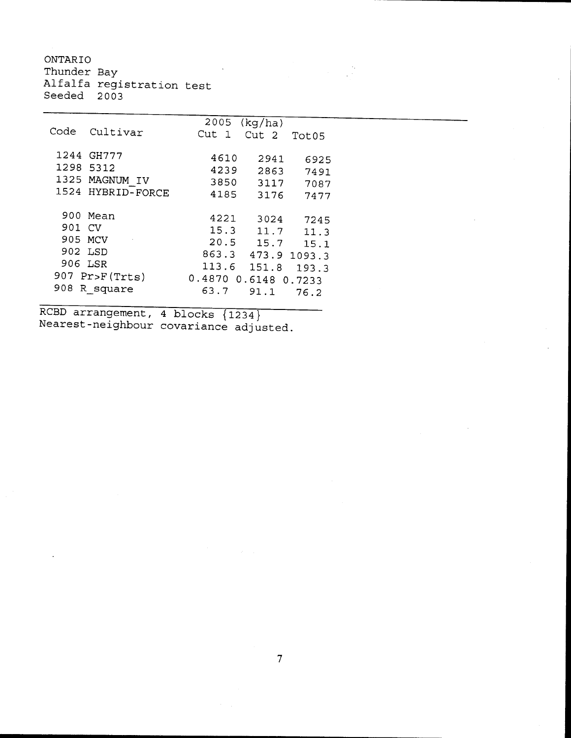ONTARIO
Thunder Bay
Alfalfa registration test
Seeded 2003

| Code | Cultivar | 2005 (kg/ha) Cut 1 | Cut 2 | Tot05 |
|---|---|---|---|---|
| 1244 | GH777 | 4610 | 2941 | 6925 |
| 1298 | 5312 | 4239 | 2863 | 7491 |
| 1325 | MAGNUM_IV | 3850 | 3117 | 7087 |
| 1524 | HYBRID-FORCE | 4185 | 3176 | 7477 |
| 900 | Mean | 4221 | 3024 | 7245 |
| 901 | CV | 15.3 | 11.7 | 11.3 |
| 905 | MCV | 20.5 | 15.7 | 15.1 |
| 902 | LSD | 863.3 | 473.9 | 1093.3 |
| 906 | LSR | 113.6 | 151.8 | 193.3 |
| 907 | Pr>F(Trts) | 0.4870 | 0.6148 | 0.7233 |
| 908 | R_square | 63.7 | 91.1 | 76.2 |

RCBD arrangement, 4 blocks {1234}
Nearest-neighbour covariance adjusted.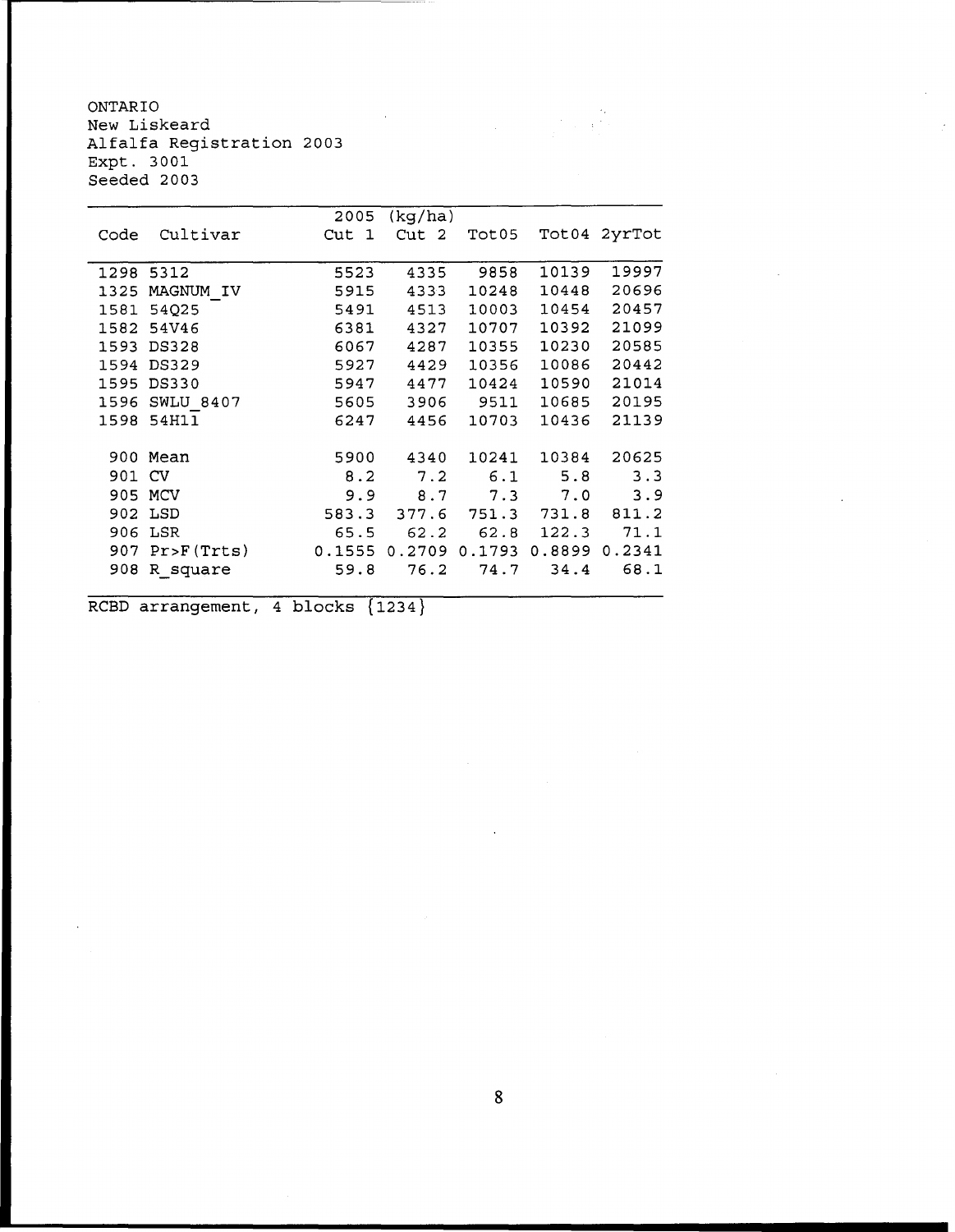ONTARIO
New Liskeard
Alfalfa Registration 2003
Expt. 3001
Seeded 2003

| Code | Cultivar | 2005 (kg/ha) Cut 1 | Cut 2 | Tot05 | Tot04 | 2yrTot |
|---|---|---|---|---|---|---|
| 1298 | 5312 | 5523 | 4335 | 9858 | 10139 | 19997 |
| 1325 | MAGNUM_IV | 5915 | 4333 | 10248 | 10448 | 20696 |
| 1581 | 54Q25 | 5491 | 4513 | 10003 | 10454 | 20457 |
| 1582 | 54V46 | 6381 | 4327 | 10707 | 10392 | 21099 |
| 1593 | DS328 | 6067 | 4287 | 10355 | 10230 | 20585 |
| 1594 | DS329 | 5927 | 4429 | 10356 | 10086 | 20442 |
| 1595 | DS330 | 5947 | 4477 | 10424 | 10590 | 21014 |
| 1596 | SWLU_8407 | 5605 | 3906 | 9511 | 10685 | 20195 |
| 1598 | 54H11 | 6247 | 4456 | 10703 | 10436 | 21139 |
| | | | | | | |
| 900 | Mean | 5900 | 4340 | 10241 | 10384 | 20625 |
| 901 | CV | 8.2 | 7.2 | 6.1 | 5.8 | 3.3 |
| 905 | MCV | 9.9 | 8.7 | 7.3 | 7.0 | 3.9 |
| 902 | LSD | 583.3 | 377.6 | 751.3 | 731.8 | 811.2 |
| 906 | LSR | 65.5 | 62.2 | 62.8 | 122.3 | 71.1 |
| 907 | Pr>F(Trts) | 0.1555 | 0.2709 | 0.1793 | 0.8899 | 0.2341 |
| 908 | R_square | 59.8 | 76.2 | 74.7 | 34.4 | 68.1 |

RCBD arrangement, 4 blocks {1234}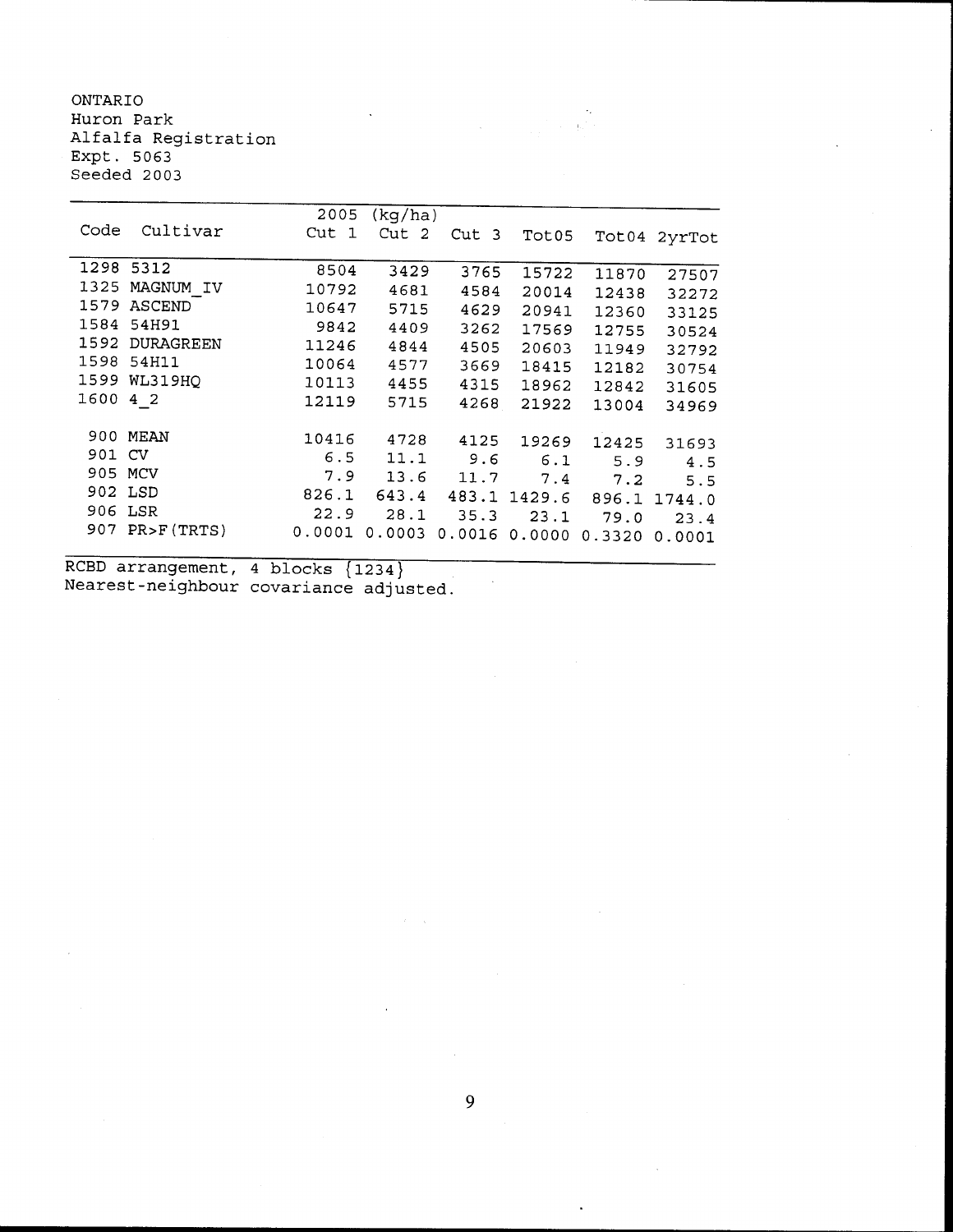ONTARIO
Huron Park
Alfalfa Registration
Expt. 5063
Seeded 2003

| Code | Cultivar | 2005 (kg/ha) Cut 1 | Cut 2 | Cut 3 | Tot05 | Tot04 | 2yrTot |
|---|---|---|---|---|---|---|---|
| 1298 | 5312 | 8504 | 3429 | 3765 | 15722 | 11870 | 27507 |
| 1325 | MAGNUM_IV | 10792 | 4681 | 4584 | 20014 | 12438 | 32272 |
| 1579 | ASCEND | 10647 | 5715 | 4629 | 20941 | 12360 | 33125 |
| 1584 | 54H91 | 9842 | 4409 | 3262 | 17569 | 12755 | 30524 |
| 1592 | DURAGREEN | 11246 | 4844 | 4505 | 20603 | 11949 | 32792 |
| 1598 | 54H11 | 10064 | 4577 | 3669 | 18415 | 12182 | 30754 |
| 1599 | WL319HQ | 10113 | 4455 | 4315 | 18962 | 12842 | 31605 |
| 1600 | 4_2 | 12119 | 5715 | 4268 | 21922 | 13004 | 34969 |
| 900 | MEAN | 10416 | 4728 | 4125 | 19269 | 12425 | 31693 |
| 901 | CV | 6.5 | 11.1 | 9.6 | 6.1 | 5.9 | 4.5 |
| 905 | MCV | 7.9 | 13.6 | 11.7 | 7.4 | 7.2 | 5.5 |
| 902 | LSD | 826.1 | 643.4 | 483.1 | 1429.6 | 896.1 | 1744.0 |
| 906 | LSR | 22.9 | 28.1 | 35.3 | 23.1 | 79.0 | 23.4 |
| 907 | PR>F(TRTS) | 0.0001 | 0.0003 | 0.0016 | 0.0000 | 0.3320 | 0.0001 |

RCBD arrangement, 4 blocks {1234}
Nearest-neighbour covariance adjusted.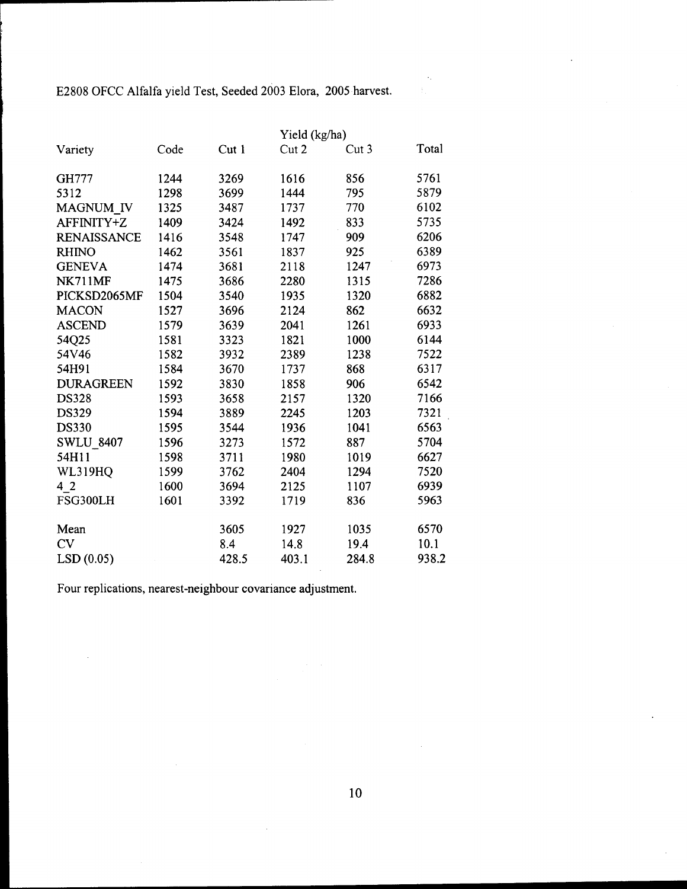E2808 OFCC Alfalfa yield Test, Seeded 2003 Elora, 2005 harvest.

| | | Yield (kg/ha) | | | |
|---|---|---|---|---|---|
| Variety | Code | Cut 1 | Cut 2 | Cut 3 | Total |
| GH777 | 1244 | 3269 | 1616 | 856 | 5761 |
| 5312 | 1298 | 3699 | 1444 | 795 | 5879 |
| MAGNUM_IV | 1325 | 3487 | 1737 | 770 | 6102 |
| AFFINITY+Z | 1409 | 3424 | 1492 | 833 | 5735 |
| RENAISSANCE | 1416 | 3548 | 1747 | 909 | 6206 |
| RHINO | 1462 | 3561 | 1837 | 925 | 6389 |
| GENEVA | 1474 | 3681 | 2118 | 1247 | 6973 |
| NK711MF | 1475 | 3686 | 2280 | 1315 | 7286 |
| PICKSD2065MF | 1504 | 3540 | 1935 | 1320 | 6882 |
| MACON | 1527 | 3696 | 2124 | 862 | 6632 |
| ASCEND | 1579 | 3639 | 2041 | 1261 | 6933 |
| 54Q25 | 1581 | 3323 | 1821 | 1000 | 6144 |
| 54V46 | 1582 | 3932 | 2389 | 1238 | 7522 |
| 54H91 | 1584 | 3670 | 1737 | 868 | 6317 |
| DURAGREEN | 1592 | 3830 | 1858 | 906 | 6542 |
| DS328 | 1593 | 3658 | 2157 | 1320 | 7166 |
| DS329 | 1594 | 3889 | 2245 | 1203 | 7321 |
| DS330 | 1595 | 3544 | 1936 | 1041 | 6563 |
| SWLU_8407 | 1596 | 3273 | 1572 | 887 | 5704 |
| 54H11 | 1598 | 3711 | 1980 | 1019 | 6627 |
| WL319HQ | 1599 | 3762 | 2404 | 1294 | 7520 |
| 4_2 | 1600 | 3694 | 2125 | 1107 | 6939 |
| FSG300LH | 1601 | 3392 | 1719 | 836 | 5963 |
| Mean | | 3605 | 1927 | 1035 | 6570 |
| CV | | 8.4 | 14.8 | 19.4 | 10.1 |
| LSD (0.05) | | 428.5 | 403.1 | 284.8 | 938.2 |

Four replications, nearest-neighbour covariance adjustment.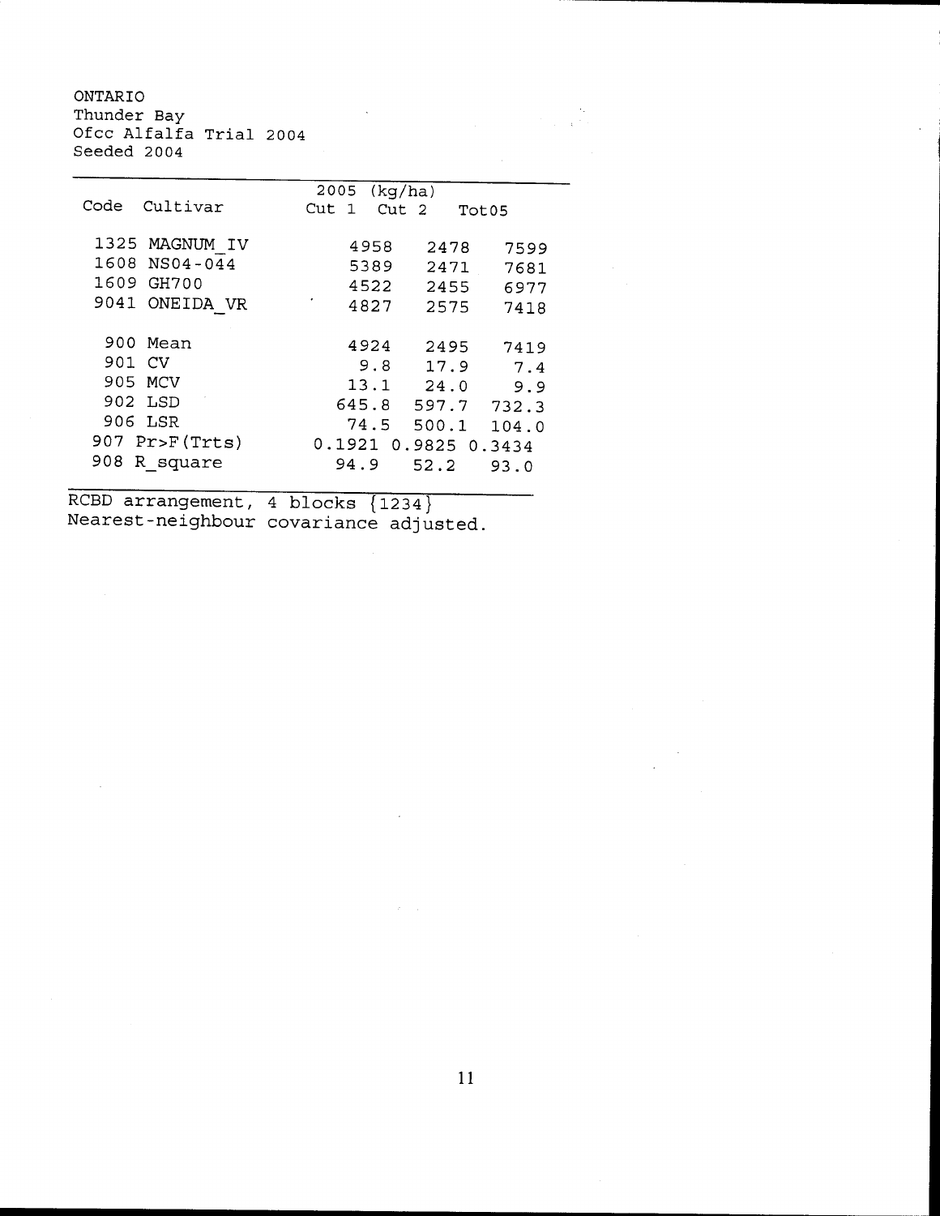ONTARIO
Thunder Bay
Ofcc Alfalfa Trial 2004
Seeded 2004

| Code | Cultivar | 2005 (kg/ha) Cut 1 | Cut 2 | Tot05 |
|---|---|---|---|---|
| 1325 | MAGNUM_IV | 4958 | 2478 | 7599 |
| 1608 | NS04-044 | 5389 | 2471 | 7681 |
| 1609 | GH700 | 4522 | 2455 | 6977 |
| 9041 | ONEIDA_VR | 4827 | 2575 | 7418 |
| 900 | Mean | 4924 | 2495 | 7419 |
| 901 | CV | 9.8 | 17.9 | 7.4 |
| 905 | MCV | 13.1 | 24.0 | 9.9 |
| 902 | LSD | 645.8 | 597.7 | 732.3 |
| 906 | LSR | 74.5 | 500.1 | 104.0 |
| 907 | Pr>F(Trts) | 0.1921 | 0.9825 | 0.3434 |
| 908 | R_square | 94.9 | 52.2 | 93.0 |

RCBD arrangement, 4 blocks {1234}
Nearest-neighbour covariance adjusted.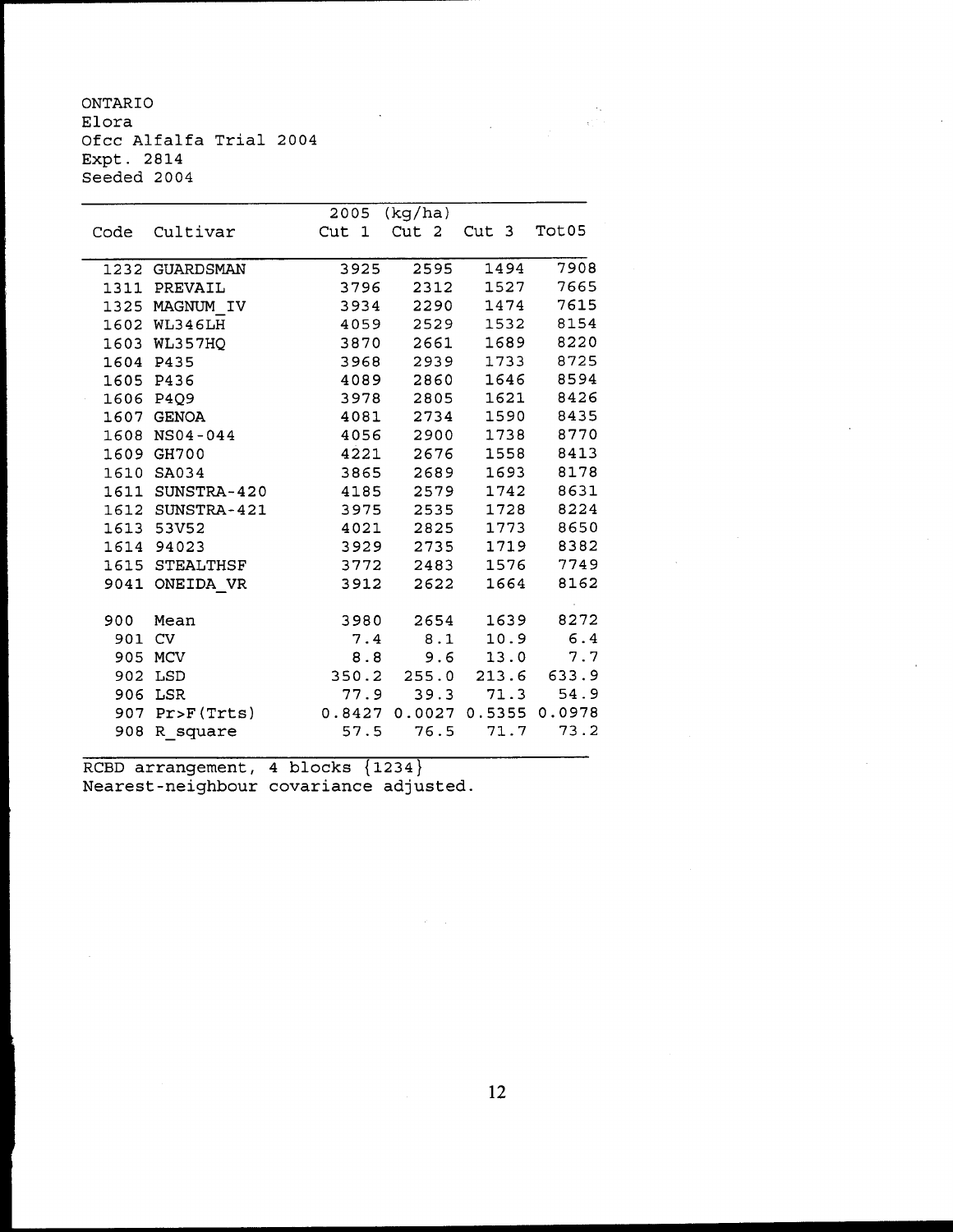ONTARIO
Elora
Ofcc Alfalfa Trial 2004
Expt. 2814
Seeded 2004

| | | 2005 (kg/ha) | | | |
|---|---|---|---|---|---|
| Code | Cultivar | Cut 1 | Cut 2 | Cut 3 | Tot05 |
| 1232 | GUARDSMAN | 3925 | 2595 | 1494 | 7908 |
| 1311 | PREVAIL | 3796 | 2312 | 1527 | 7665 |
| 1325 | MAGNUM_IV | 3934 | 2290 | 1474 | 7615 |
| 1602 | WL346LH | 4059 | 2529 | 1532 | 8154 |
| 1603 | WL357HQ | 3870 | 2661 | 1689 | 8220 |
| 1604 | P435 | 3968 | 2939 | 1733 | 8725 |
| 1605 | P436 | 4089 | 2860 | 1646 | 8594 |
| 1606 | P4Q9 | 3978 | 2805 | 1621 | 8426 |
| 1607 | GENOA | 4081 | 2734 | 1590 | 8435 |
| 1608 | NS04-044 | 4056 | 2900 | 1738 | 8770 |
| 1609 | GH700 | 4221 | 2676 | 1558 | 8413 |
| 1610 | SA034 | 3865 | 2689 | 1693 | 8178 |
| 1611 | SUNSTRA-420 | 4185 | 2579 | 1742 | 8631 |
| 1612 | SUNSTRA-421 | 3975 | 2535 | 1728 | 8224 |
| 1613 | 53V52 | 4021 | 2825 | 1773 | 8650 |
| 1614 | 94023 | 3929 | 2735 | 1719 | 8382 |
| 1615 | STEALTHSF | 3772 | 2483 | 1576 | 7749 |
| 9041 | ONEIDA_VR | 3912 | 2622 | 1664 | 8162 |
| 900 | Mean | 3980 | 2654 | 1639 | 8272 |
| 901 | CV | 7.4 | 8.1 | 10.9 | 6.4 |
| 905 | MCV | 8.8 | 9.6 | 13.0 | 7.7 |
| 902 | LSD | 350.2 | 255.0 | 213.6 | 633.9 |
| 906 | LSR | 77.9 | 39.3 | 71.3 | 54.9 |
| 907 | Pr>F(Trts) | 0.8427 | 0.0027 | 0.5355 | 0.0978 |
| 908 | R_square | 57.5 | 76.5 | 71.7 | 73.2 |

RCBD arrangement, 4 blocks {1234}
Nearest-neighbour covariance adjusted.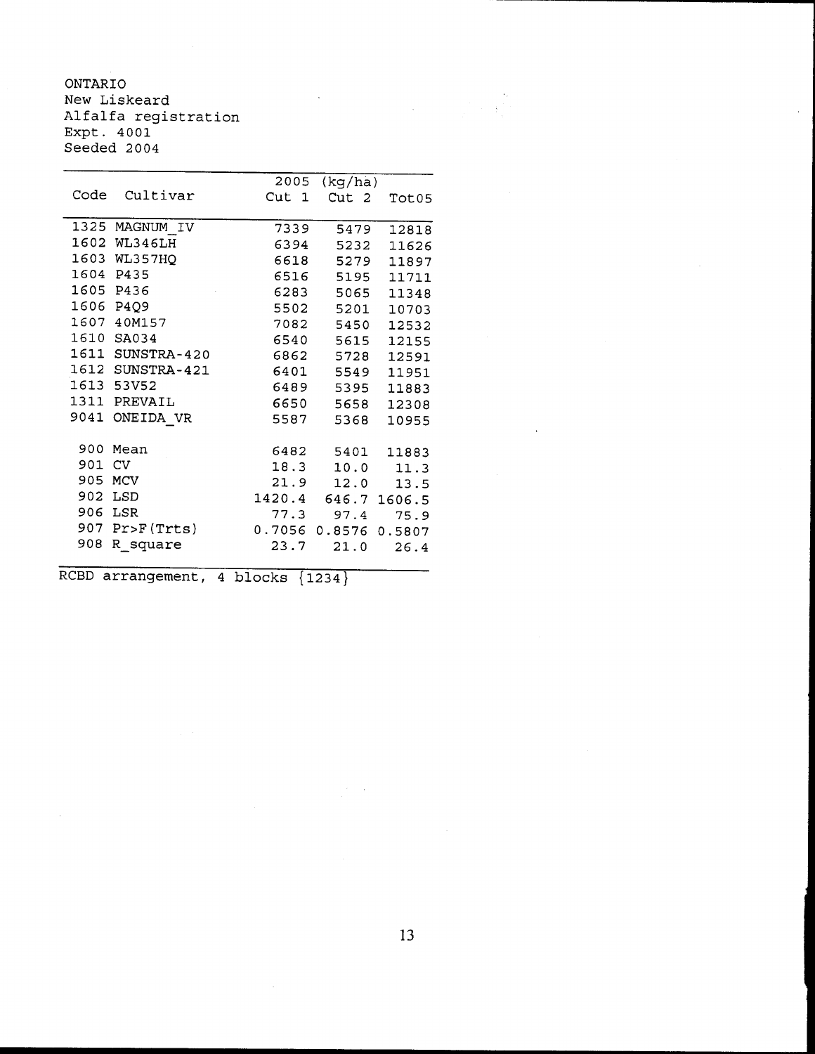ONTARIO
New Liskeard
Alfalfa registration
Expt. 4001
Seeded 2004

| Code | Cultivar | 2005 (kg/ha) Cut 1 | Cut 2 | Tot05 |
|---|---|---|---|---|
| 1325 | MAGNUM_IV | 7339 | 5479 | 12818 |
| 1602 | WL346LH | 6394 | 5232 | 11626 |
| 1603 | WL357HQ | 6618 | 5279 | 11897 |
| 1604 | P435 | 6516 | 5195 | 11711 |
| 1605 | P436 | 6283 | 5065 | 11348 |
| 1606 | P4Q9 | 5502 | 5201 | 10703 |
| 1607 | 40M157 | 7082 | 5450 | 12532 |
| 1610 | SA034 | 6540 | 5615 | 12155 |
| 1611 | SUNSTRA-420 | 6862 | 5728 | 12591 |
| 1612 | SUNSTRA-421 | 6401 | 5549 | 11951 |
| 1613 | 53V52 | 6489 | 5395 | 11883 |
| 1311 | PREVAIL | 6650 | 5658 | 12308 |
| 9041 | ONEIDA_VR | 5587 | 5368 | 10955 |
| | | | | |
| 900 | Mean | 6482 | 5401 | 11883 |
| 901 | CV | 18.3 | 10.0 | 11.3 |
| 905 | MCV | 21.9 | 12.0 | 13.5 |
| 902 | LSD | 1420.4 | 646.7 | 1606.5 |
| 906 | LSR | 77.3 | 97.4 | 75.9 |
| 907 | Pr>F(Trts) | 0.7056 | 0.8576 | 0.5807 |
| 908 | R_square | 23.7 | 21.0 | 26.4 |

RCBD arrangement, 4 blocks {1234}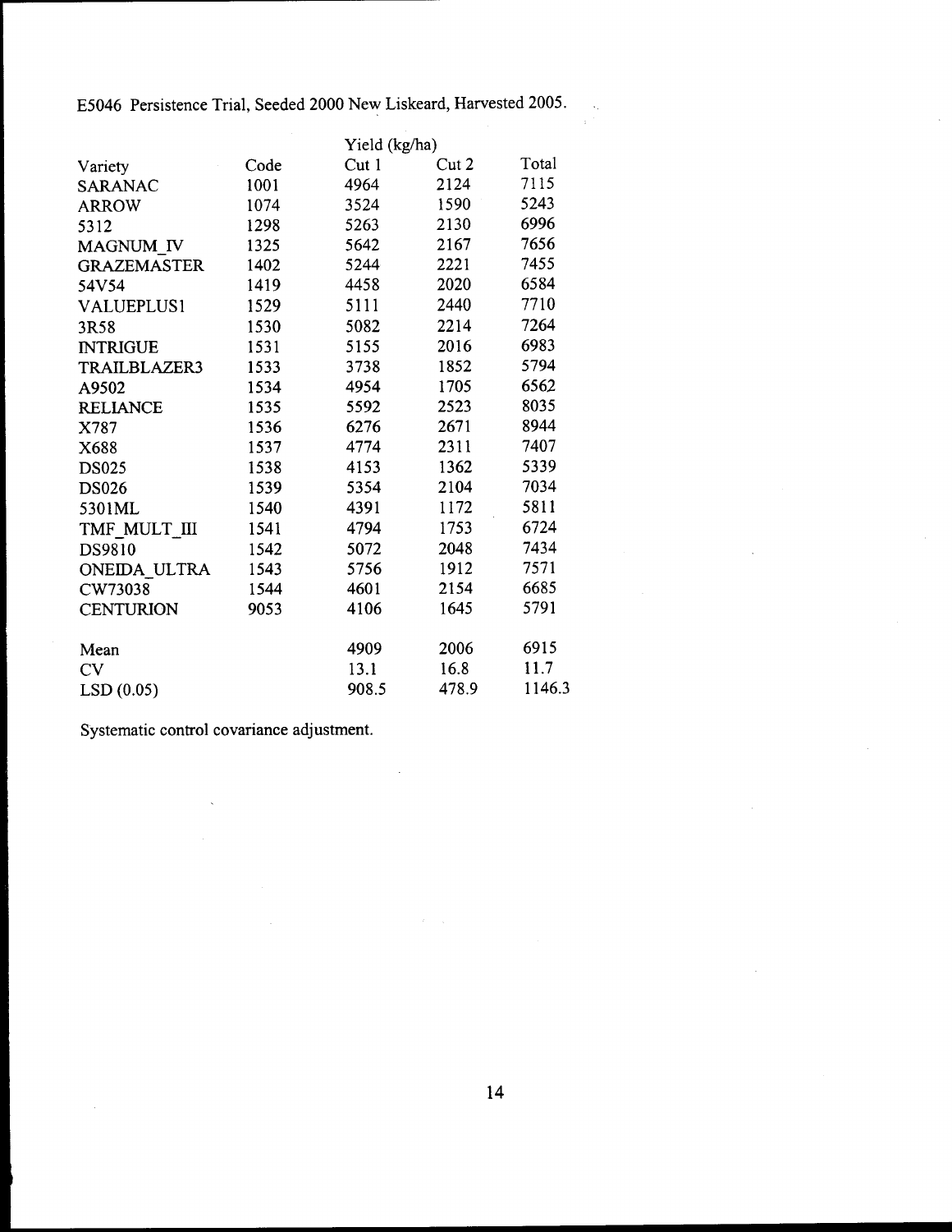E5046 Persistence Trial, Seeded 2000 New Liskeard, Harvested 2005.

| | | Yield (kg/ha) | | |
|---|---|---|---|---|
| Variety | Code | Cut 1 | Cut 2 | Total |
| SARANAC | 1001 | 4964 | 2124 | 7115 |
| ARROW | 1074 | 3524 | 1590 | 5243 |
| 5312 | 1298 | 5263 | 2130 | 6996 |
| MAGNUM_IV | 1325 | 5642 | 2167 | 7656 |
| GRAZEMASTER | 1402 | 5244 | 2221 | 7455 |
| 54V54 | 1419 | 4458 | 2020 | 6584 |
| VALUEPLUS1 | 1529 | 5111 | 2440 | 7710 |
| 3R58 | 1530 | 5082 | 2214 | 7264 |
| INTRIGUE | 1531 | 5155 | 2016 | 6983 |
| TRAILBLAZER3 | 1533 | 3738 | 1852 | 5794 |
| A9502 | 1534 | 4954 | 1705 | 6562 |
| RELIANCE | 1535 | 5592 | 2523 | 8035 |
| X787 | 1536 | 6276 | 2671 | 8944 |
| X688 | 1537 | 4774 | 2311 | 7407 |
| DS025 | 1538 | 4153 | 1362 | 5339 |
| DS026 | 1539 | 5354 | 2104 | 7034 |
| 5301ML | 1540 | 4391 | 1172 | 5811 |
| TMF_MULT_III | 1541 | 4794 | 1753 | 6724 |
| DS9810 | 1542 | 5072 | 2048 | 7434 |
| ONEIDA_ULTRA | 1543 | 5756 | 1912 | 7571 |
| CW73038 | 1544 | 4601 | 2154 | 6685 |
| CENTURION | 9053 | 4106 | 1645 | 5791 |
| | | | | |
| Mean | | 4909 | 2006 | 6915 |
| CV | | 13.1 | 16.8 | 11.7 |
| LSD (0.05) | | 908.5 | 478.9 | 1146.3 |

Systematic control covariance adjustment.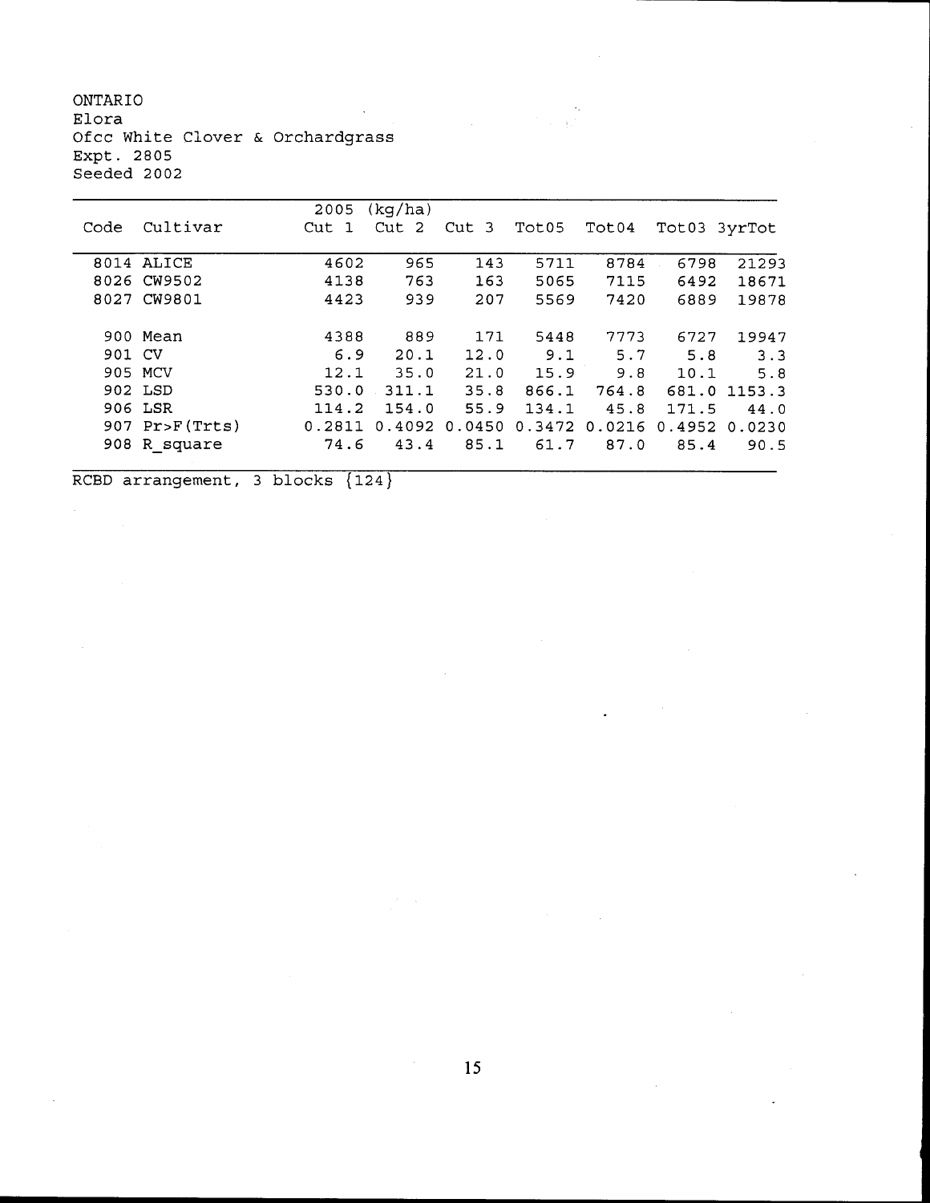ONTARIO
Elora
Ofcc White Clover & Orchardgrass
Expt. 2805
Seeded 2002

| Code | Cultivar | 2005 (kg/ha) Cut 1 | Cut 2 | Cut 3 | Tot05 | Tot04 | Tot03 | 3yrTot |
|---|---|---|---|---|---|---|---|---|
| 8014 | ALICE | 4602 | 965 | 143 | 5711 | 8784 | 6798 | 21293 |
| 8026 | CW9502 | 4138 | 763 | 163 | 5065 | 7115 | 6492 | 18671 |
| 8027 | CW9801 | 4423 | 939 | 207 | 5569 | 7420 | 6889 | 19878 |
| 900 | Mean | 4388 | 889 | 171 | 5448 | 7773 | 6727 | 19947 |
| 901 | CV | 6.9 | 20.1 | 12.0 | 9.1 | 5.7 | 5.8 | 3.3 |
| 905 | MCV | 12.1 | 35.0 | 21.0 | 15.9 | 9.8 | 10.1 | 5.8 |
| 902 | LSD | 530.0 | 311.1 | 35.8 | 866.1 | 764.8 | 681.0 | 1153.3 |
| 906 | LSR | 114.2 | 154.0 | 55.9 | 134.1 | 45.8 | 171.5 | 44.0 |
| 907 | Pr>F(Trts) | 0.2811 | 0.4092 | 0.0450 | 0.3472 | 0.0216 | 0.4952 | 0.0230 |
| 908 | R_square | 74.6 | 43.4 | 85.1 | 61.7 | 87.0 | 85.4 | 90.5 |

RCBD arrangement, 3 blocks {124}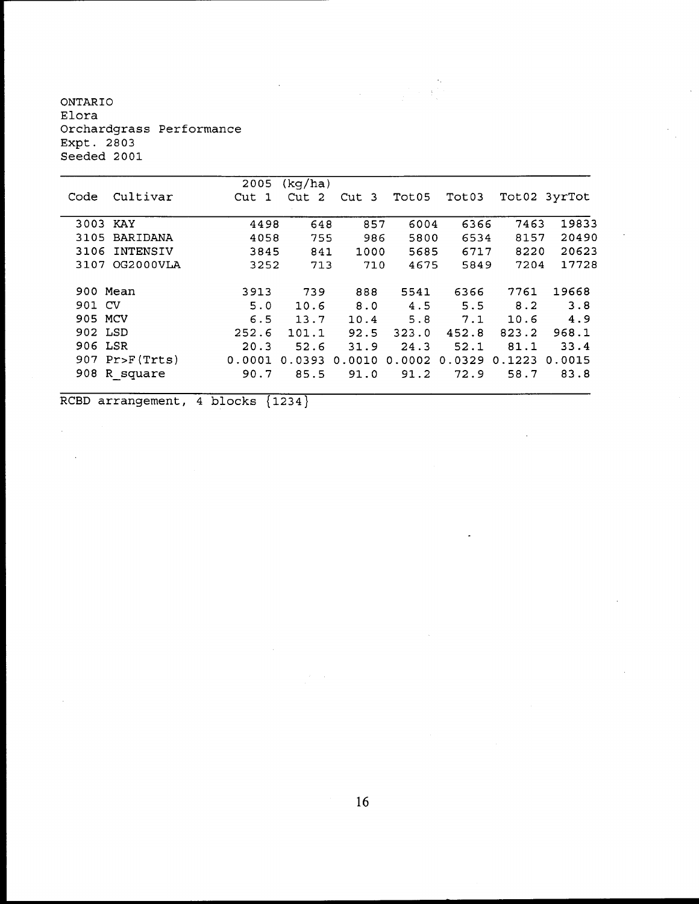ONTARIO
Elora
Orchardgrass Performance
Expt. 2803
Seeded 2001

| Code | Cultivar | 2005 (kg/ha) Cut 1 | Cut 2 | Cut 3 | Tot05 | Tot03 | Tot02 | 3yrTot |
|---|---|---|---|---|---|---|---|---|
| 3003 | KAY | 4498 | 648 | 857 | 6004 | 6366 | 7463 | 19833 |
| 3105 | BARIDANA | 4058 | 755 | 986 | 5800 | 6534 | 8157 | 20490 |
| 3106 | INTENSIV | 3845 | 841 | 1000 | 5685 | 6717 | 8220 | 20623 |
| 3107 | OG2000VLA | 3252 | 713 | 710 | 4675 | 5849 | 7204 | 17728 |
| 900 | Mean | 3913 | 739 | 888 | 5541 | 6366 | 7761 | 19668 |
| 901 | CV | 5.0 | 10.6 | 8.0 | 4.5 | 5.5 | 8.2 | 3.8 |
| 905 | MCV | 6.5 | 13.7 | 10.4 | 5.8 | 7.1 | 10.6 | 4.9 |
| 902 | LSD | 252.6 | 101.1 | 92.5 | 323.0 | 452.8 | 823.2 | 968.1 |
| 906 | LSR | 20.3 | 52.6 | 31.9 | 24.3 | 52.1 | 81.1 | 33.4 |
| 907 | Pr>F(Trts) | 0.0001 | 0.0393 | 0.0010 | 0.0002 | 0.0329 | 0.1223 | 0.0015 |
| 908 | R_square | 90.7 | 85.5 | 91.0 | 91.2 | 72.9 | 58.7 | 83.8 |

RCBD arrangement, 4 blocks {1234}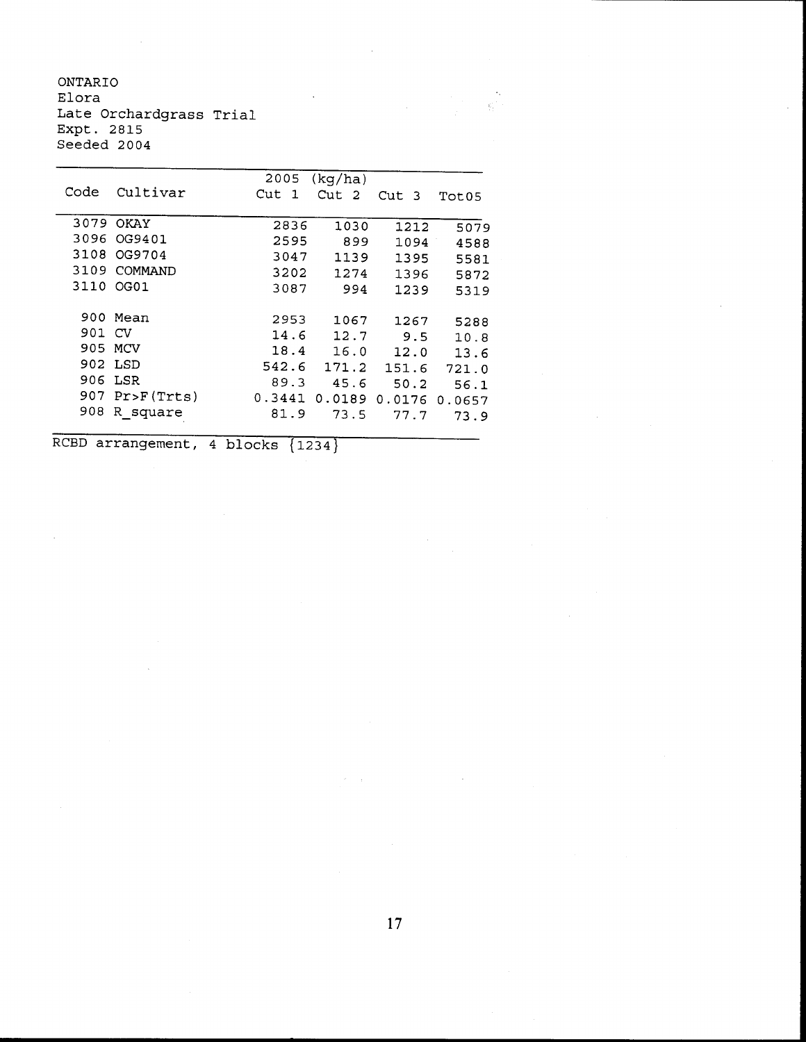ONTARIO
Elora
Late Orchardgrass Trial
Expt. 2815
Seeded 2004

| Code | Cultivar | 2005 (kg/ha) Cut 1 | Cut 2 | Cut 3 | Tot05 |
|---|---|---|---|---|---|
| 3079 | OKAY | 2836 | 1030 | 1212 | 5079 |
| 3096 | OG9401 | 2595 | 899 | 1094 | 4588 |
| 3108 | OG9704 | 3047 | 1139 | 1395 | 5581 |
| 3109 | COMMAND | 3202 | 1274 | 1396 | 5872 |
| 3110 | OG01 | 3087 | 994 | 1239 | 5319 |
| 900 | Mean | 2953 | 1067 | 1267 | 5288 |
| 901 | CV | 14.6 | 12.7 | 9.5 | 10.8 |
| 905 | MCV | 18.4 | 16.0 | 12.0 | 13.6 |
| 902 | LSD | 542.6 | 171.2 | 151.6 | 721.0 |
| 906 | LSR | 89.3 | 45.6 | 50.2 | 56.1 |
| 907 | Pr>F(Trts) | 0.3441 | 0.0189 | 0.0176 | 0.0657 |
| 908 | R_square | 81.9 | 73.5 | 77.7 | 73.9 |

RCBD arrangement, 4 blocks {1234}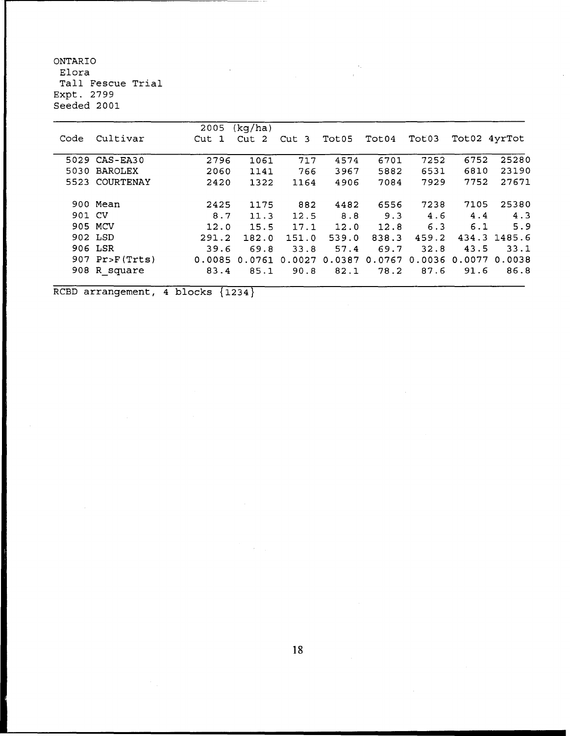ONTARIO
Elora
Tall Fescue Trial
Expt. 2799
Seeded 2001

| Code | Cultivar | 2005 (kg/ha) Cut 1 | Cut 2 | Cut 3 | Tot05 | Tot04 | Tot03 | Tot02 | 4yrTot |
|---|---|---|---|---|---|---|---|---|---|
| 5029 | CAS-EA30 | 2796 | 1061 | 717 | 4574 | 6701 | 7252 | 6752 | 25280 |
| 5030 | BAROLEX | 2060 | 1141 | 766 | 3967 | 5882 | 6531 | 6810 | 23190 |
| 5523 | COURTENAY | 2420 | 1322 | 1164 | 4906 | 7084 | 7929 | 7752 | 27671 |
| 900 | Mean | 2425 | 1175 | 882 | 4482 | 6556 | 7238 | 7105 | 25380 |
| 901 | CV | 8.7 | 11.3 | 12.5 | 8.8 | 9.3 | 4.6 | 4.4 | 4.3 |
| 905 | MCV | 12.0 | 15.5 | 17.1 | 12.0 | 12.8 | 6.3 | 6.1 | 5.9 |
| 902 | LSD | 291.2 | 182.0 | 151.0 | 539.0 | 838.3 | 459.2 | 434.3 | 1485.6 |
| 906 | LSR | 39.6 | 69.8 | 33.8 | 57.4 | 69.7 | 32.8 | 43.5 | 33.1 |
| 907 | Pr>F(Trts) | 0.0085 | 0.0761 | 0.0027 | 0.0387 | 0.0767 | 0.0036 | 0.0077 | 0.0038 |
| 908 | R_square | 83.4 | 85.1 | 90.8 | 82.1 | 78.2 | 87.6 | 91.6 | 86.8 |

RCBD arrangement, 4 blocks {1234}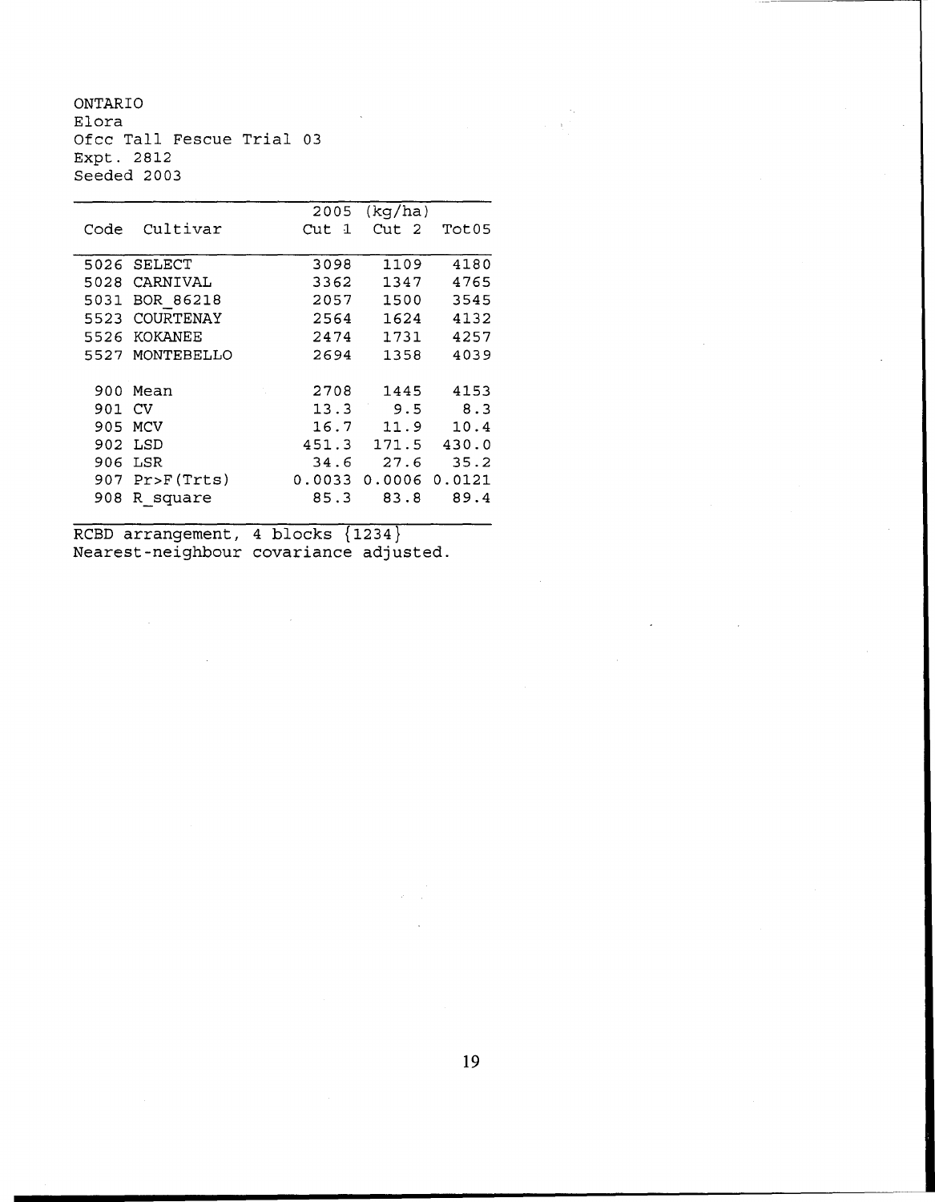ONTARIO
Elora
Ofcc Tall Fescue Trial 03
Expt. 2812
Seeded 2003

| Code | Cultivar | 2005 (kg/ha) Cut 1 | Cut 2 | Tot05 |
|---|---|---|---|---|
| 5026 | SELECT | 3098 | 1109 | 4180 |
| 5028 | CARNIVAL | 3362 | 1347 | 4765 |
| 5031 | BOR_86218 | 2057 | 1500 | 3545 |
| 5523 | COURTENAY | 2564 | 1624 | 4132 |
| 5526 | KOKANEE | 2474 | 1731 | 4257 |
| 5527 | MONTEBELLO | 2694 | 1358 | 4039 |
| 900 | Mean | 2708 | 1445 | 4153 |
| 901 | CV | 13.3 | 9.5 | 8.3 |
| 905 | MCV | 16.7 | 11.9 | 10.4 |
| 902 | LSD | 451.3 | 171.5 | 430.0 |
| 906 | LSR | 34.6 | 27.6 | 35.2 |
| 907 | Pr>F(Trts) | 0.0033 | 0.0006 | 0.0121 |
| 908 | R_square | 85.3 | 83.8 | 89.4 |

RCBD arrangement, 4 blocks {1234}
Nearest-neighbour covariance adjusted.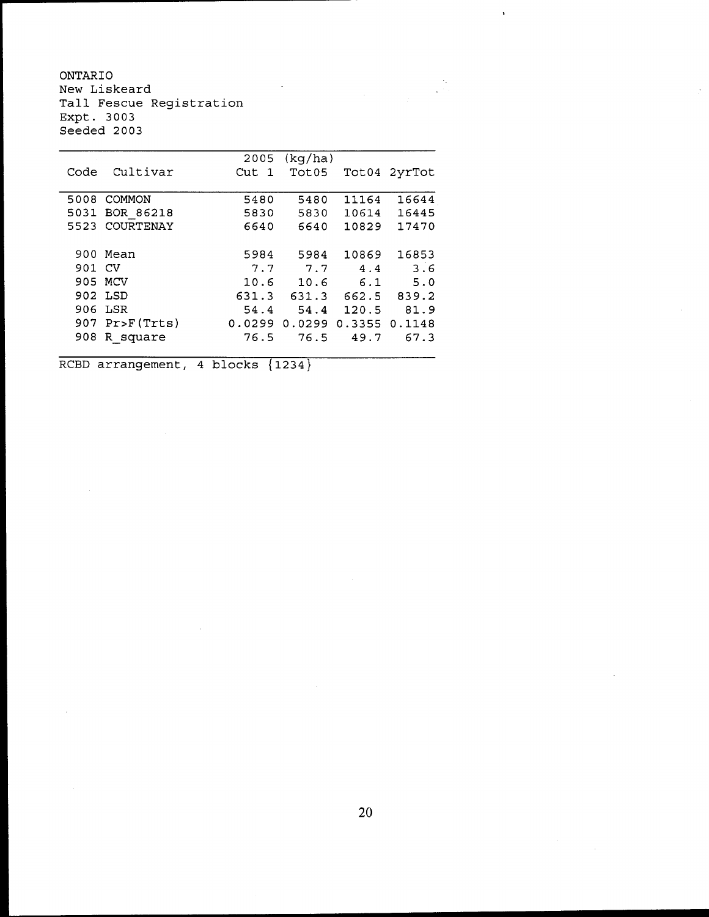ONTARIO
New Liskeard
Tall Fescue Registration
Expt. 3003
Seeded 2003

| Code | Cultivar | 2005 Cut 1 | (kg/ha) Tot05 | Tot04 | 2yrTot |
|---|---|---|---|---|---|
| 5008 | COMMON | 5480 | 5480 | 11164 | 16644 |
| 5031 | BOR_86218 | 5830 | 5830 | 10614 | 16445 |
| 5523 | COURTENAY | 6640 | 6640 | 10829 | 17470 |
| 900 | Mean | 5984 | 5984 | 10869 | 16853 |
| 901 | CV | 7.7 | 7.7 | 4.4 | 3.6 |
| 905 | MCV | 10.6 | 10.6 | 6.1 | 5.0 |
| 902 | LSD | 631.3 | 631.3 | 662.5 | 839.2 |
| 906 | LSR | 54.4 | 54.4 | 120.5 | 81.9 |
| 907 | Pr>F(Trts) | 0.0299 | 0.0299 | 0.3355 | 0.1148 |
| 908 | R_square | 76.5 | 76.5 | 49.7 | 67.3 |

RCBD arrangement, 4 blocks {1234}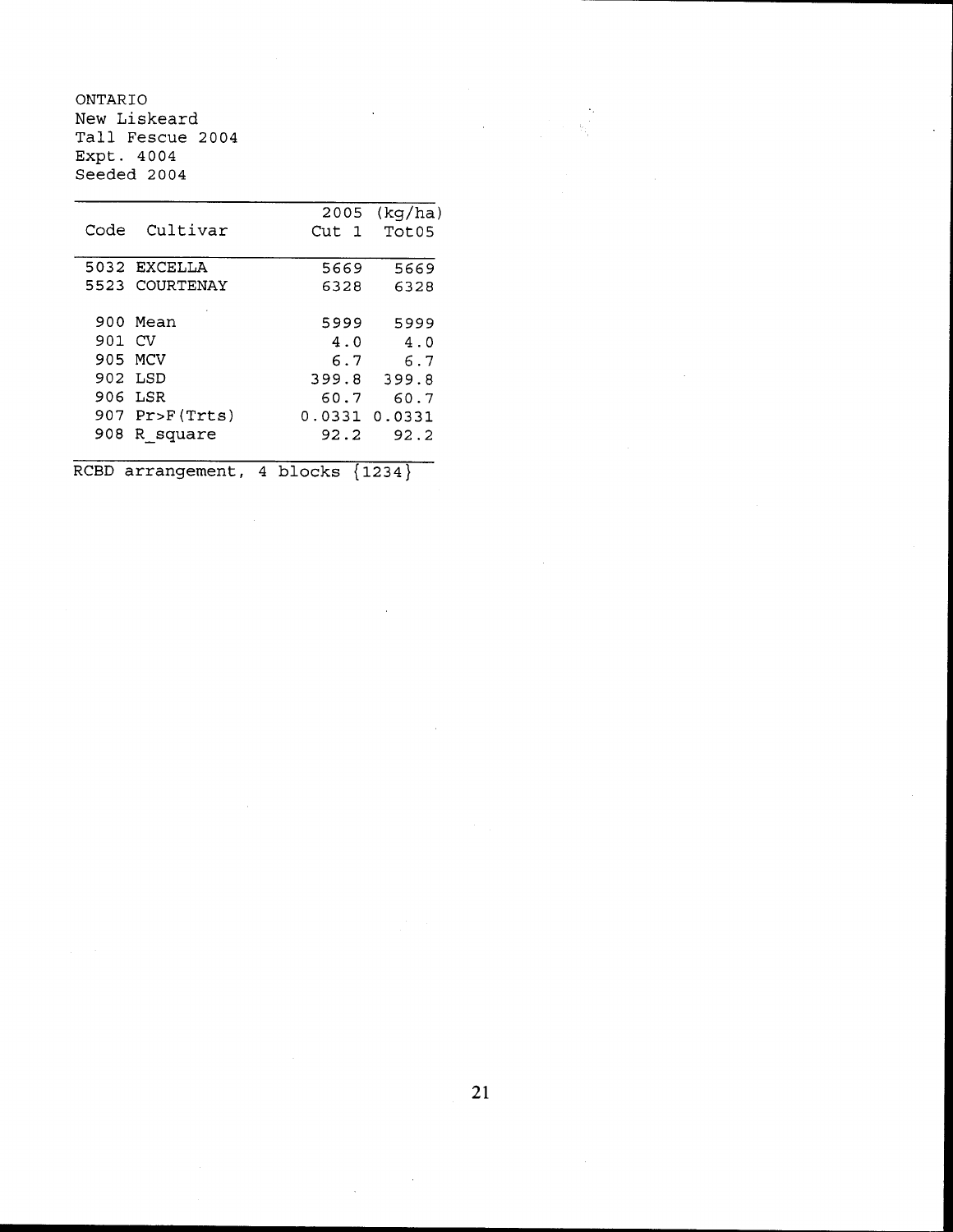ONTARIO
New Liskeard
Tall Fescue 2004
Expt. 4004
Seeded 2004

| Code | Cultivar | 2005 Cut 1 | (kg/ha) Tot05 |
|---|---|---|---|
| 5032 | EXCELLA | 5669 | 5669 |
| 5523 | COURTENAY | 6328 | 6328 |
| | | | |
| 900 | Mean | 5999 | 5999 |
| 901 | CV | 4.0 | 4.0 |
| 905 | MCV | 6.7 | 6.7 |
| 902 | LSD | 399.8 | 399.8 |
| 906 | LSR | 60.7 | 60.7 |
| 907 | Pr>F(Trts) | 0.0331 | 0.0331 |
| 908 | R_square | 92.2 | 92.2 |

RCBD arrangement, 4 blocks {1234}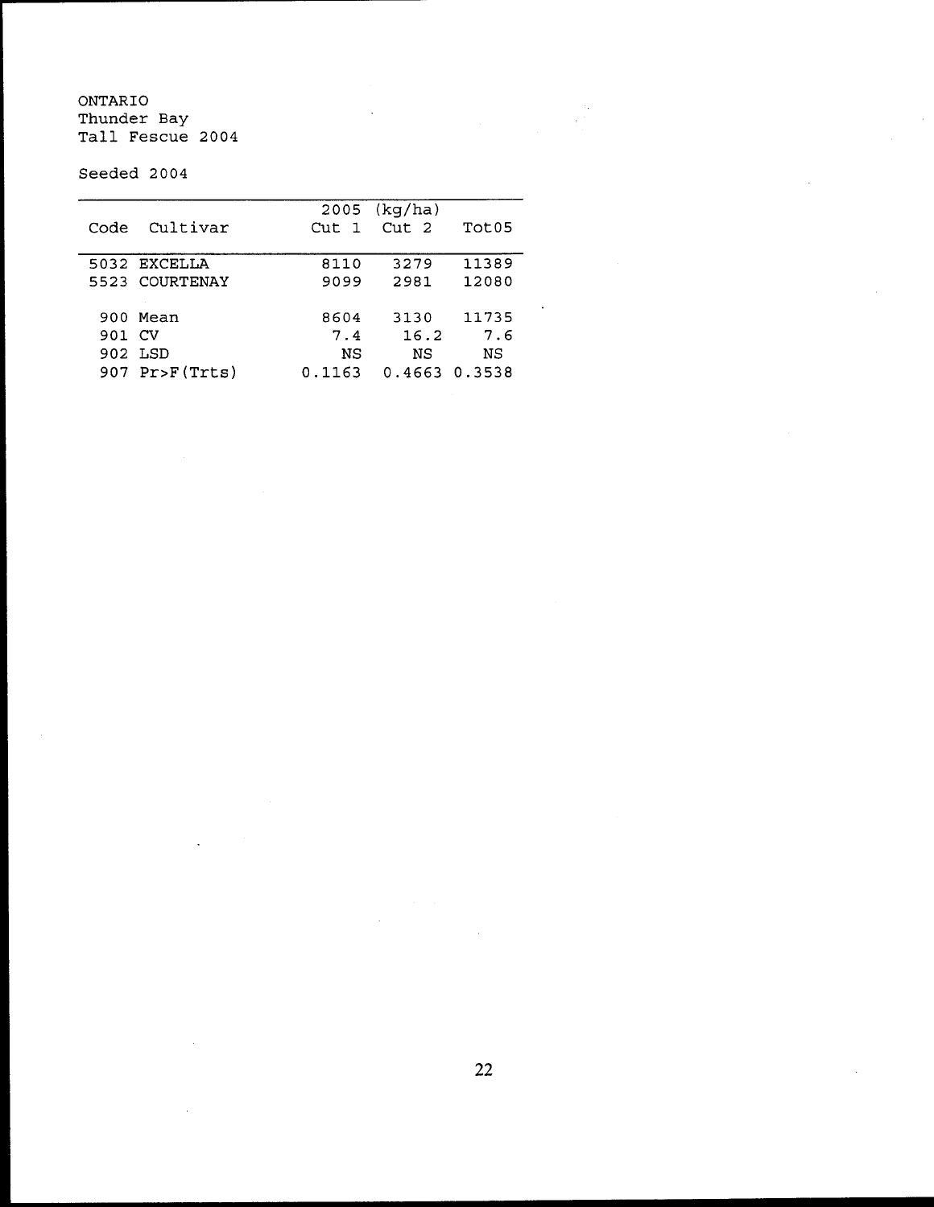ONTARIO
Thunder Bay
Tall Fescue 2004

Seeded 2004

| Code | Cultivar | 2005 (kg/ha) Cut 1 | Cut 2 | Tot05 |
|---|---|---|---|---|
| 5032 | EXCELLA | 8110 | 3279 | 11389 |
| 5523 | COURTENAY | 9099 | 2981 | 12080 |
| 900 | Mean | 8604 | 3130 | 11735 |
| 901 | CV | 7.4 | 16.2 | 7.6 |
| 902 | LSD | NS | NS | NS |
| 907 | Pr>F(Trts) | 0.1163 | 0.4663 | 0.3538 |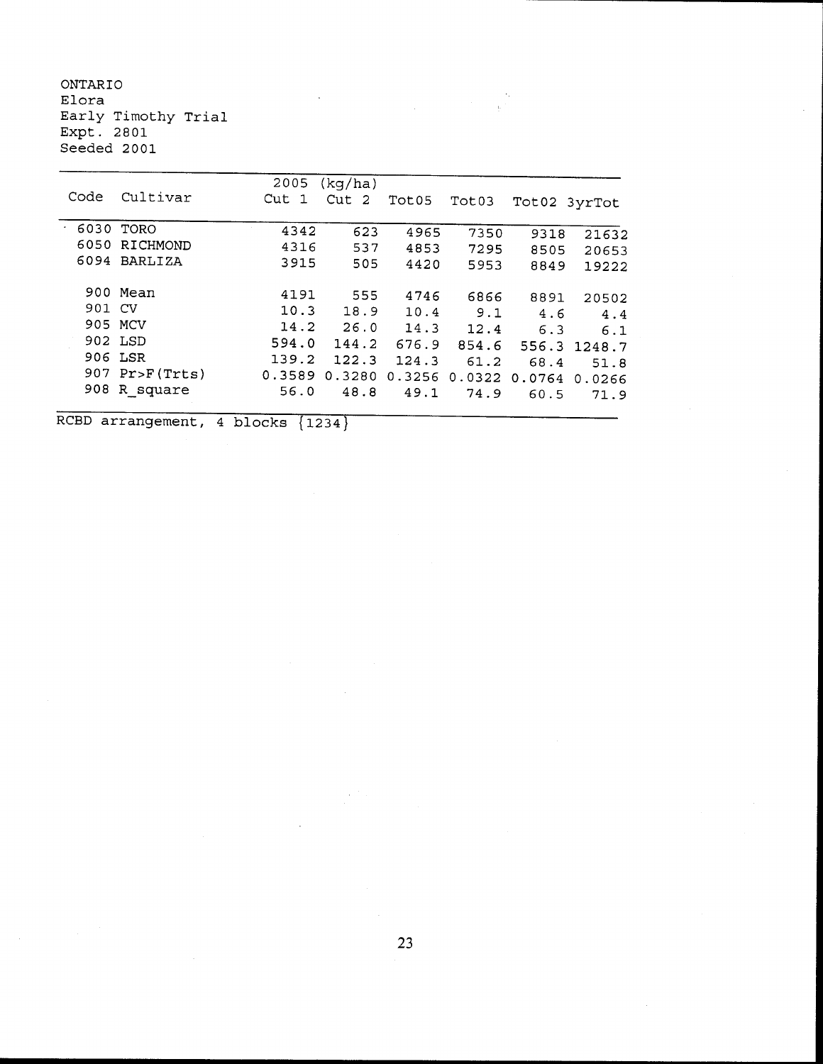ONTARIO
Elora
Early Timothy Trial
Expt. 2801
Seeded 2001

| Code | Cultivar | 2005 (kg/ha) Cut 1 | Cut 2 | Tot05 | Tot03 | Tot02 | 3yrTot |
|---|---|---|---|---|---|---|---|
| 6030 | TORO | 4342 | 623 | 4965 | 7350 | 9318 | 21632 |
| 6050 | RICHMOND | 4316 | 537 | 4853 | 7295 | 8505 | 20653 |
| 6094 | BARLIZA | 3915 | 505 | 4420 | 5953 | 8849 | 19222 |
| 900 | Mean | 4191 | 555 | 4746 | 6866 | 8891 | 20502 |
| 901 | CV | 10.3 | 18.9 | 10.4 | 9.1 | 4.6 | 4.4 |
| 905 | MCV | 14.2 | 26.0 | 14.3 | 12.4 | 6.3 | 6.1 |
| 902 | LSD | 594.0 | 144.2 | 676.9 | 854.6 | 556.3 | 1248.7 |
| 906 | LSR | 139.2 | 122.3 | 124.3 | 61.2 | 68.4 | 51.8 |
| 907 | Pr>F(Trts) | 0.3589 | 0.3280 | 0.3256 | 0.0322 | 0.0764 | 0.0266 |
| 908 | R_square | 56.0 | 48.8 | 49.1 | 74.9 | 60.5 | 71.9 |

RCBD arrangement, 4 blocks {1234}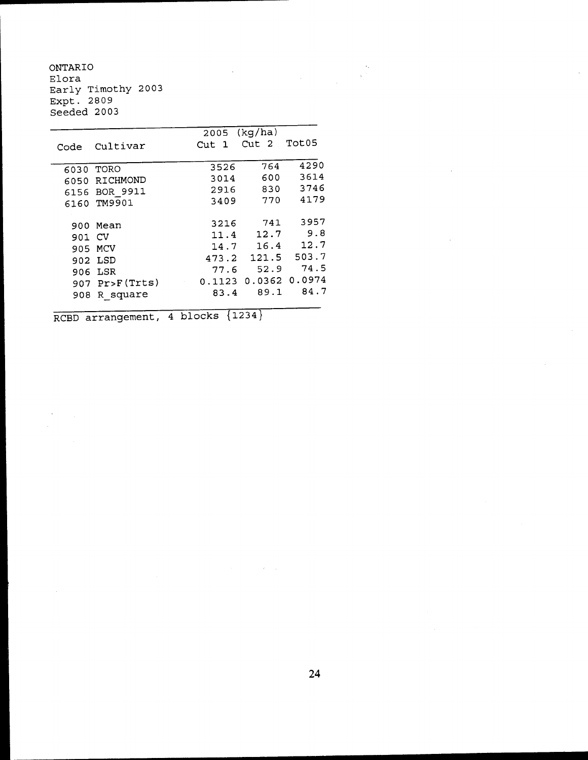ONTARIO
Elora
Early Timothy 2003
Expt. 2809
Seeded 2003

| Code | Cultivar | 2005 (kg/ha) Cut 1 | Cut 2 | Tot05 |
|---|---|---|---|---|
| 6030 | TORO | 3526 | 764 | 4290 |
| 6050 | RICHMOND | 3014 | 600 | 3614 |
| 6156 | BOR_9911 | 2916 | 830 | 3746 |
| 6160 | TM9901 | 3409 | 770 | 4179 |
| | | | | |
| 900 | Mean | 3216 | 741 | 3957 |
| 901 | CV | 11.4 | 12.7 | 9.8 |
| 905 | MCV | 14.7 | 16.4 | 12.7 |
| 902 | LSD | 473.2 | 121.5 | 503.7 |
| 906 | LSR | 77.6 | 52.9 | 74.5 |
| 907 | Pr>F(Trts) | 0.1123 | 0.0362 | 0.0974 |
| 908 | R_square | 83.4 | 89.1 | 84.7 |

RCBD arrangement, 4 blocks {1234}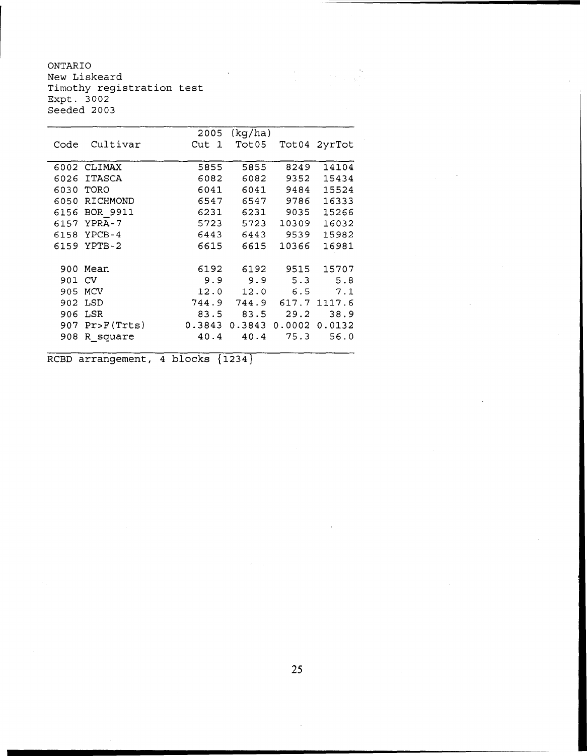ONTARIO
New Liskeard
Timothy registration test
Expt. 3002
Seeded 2003

| Code | Cultivar | 2005 Cut 1 | (kg/ha) Tot05 | Tot04 | 2yrTot |
|---|---|---|---|---|---|
| 6002 | CLIMAX | 5855 | 5855 | 8249 | 14104 |
| 6026 | ITASCA | 6082 | 6082 | 9352 | 15434 |
| 6030 | TORO | 6041 | 6041 | 9484 | 15524 |
| 6050 | RICHMOND | 6547 | 6547 | 9786 | 16333 |
| 6156 | BOR_9911 | 6231 | 6231 | 9035 | 15266 |
| 6157 | YPRA-7 | 5723 | 5723 | 10309 | 16032 |
| 6158 | YPCB-4 | 6443 | 6443 | 9539 | 15982 |
| 6159 | YPTB-2 | 6615 | 6615 | 10366 | 16981 |
| 900 | Mean | 6192 | 6192 | 9515 | 15707 |
| 901 | CV | 9.9 | 9.9 | 5.3 | 5.8 |
| 905 | MCV | 12.0 | 12.0 | 6.5 | 7.1 |
| 902 | LSD | 744.9 | 744.9 | 617.7 | 1117.6 |
| 906 | LSR | 83.5 | 83.5 | 29.2 | 38.9 |
| 907 | Pr>F(Trts) | 0.3843 | 0.3843 | 0.0002 | 0.0132 |
| 908 | R_square | 40.4 | 40.4 | 75.3 | 56.0 |

RCBD arrangement, 4 blocks {1234}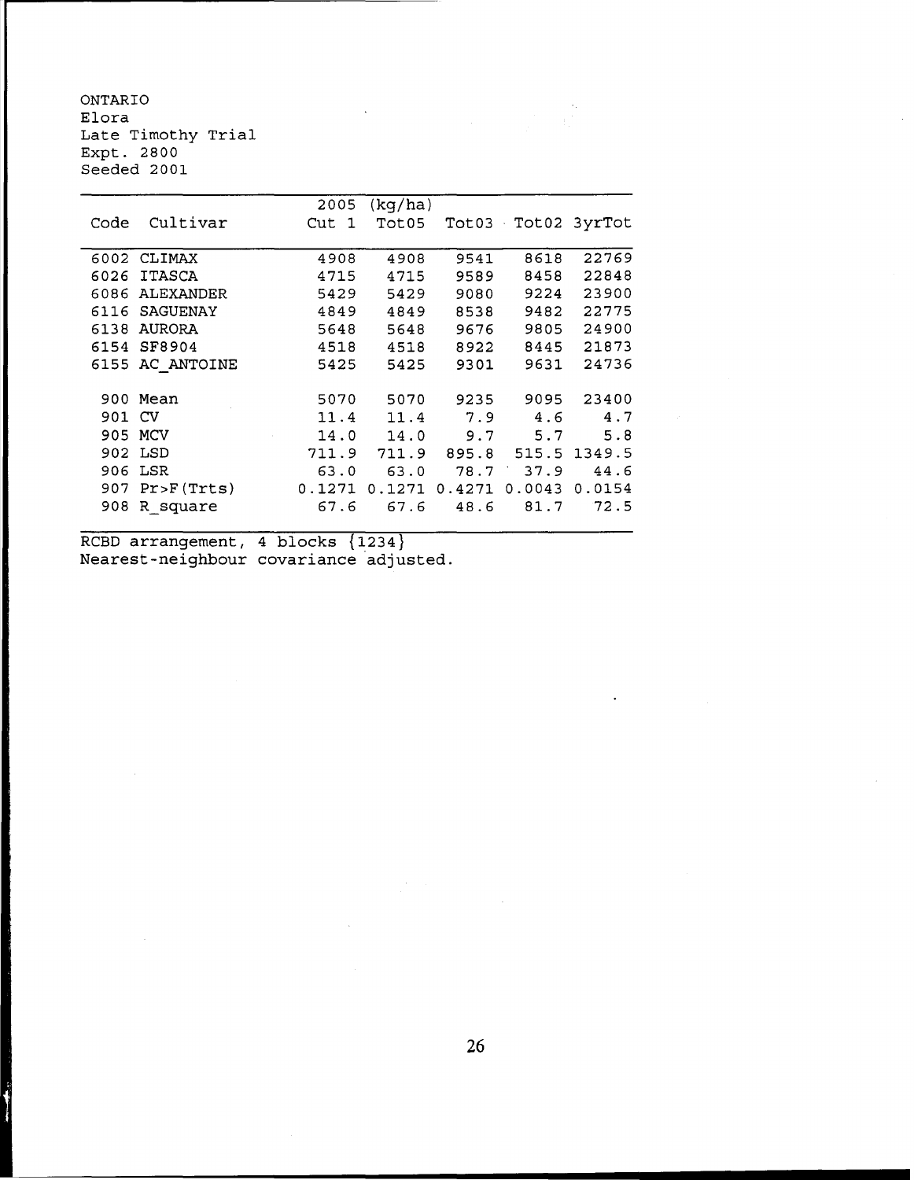ONTARIO
Elora
Late Timothy Trial
Expt. 2800
Seeded 2001

| Code | Cultivar | 2005 Cut 1 | (kg/ha) Tot05 | Tot03 | Tot02 | 3yrTot |
|---|---|---|---|---|---|---|
| 6002 | CLIMAX | 4908 | 4908 | 9541 | 8618 | 22769 |
| 6026 | ITASCA | 4715 | 4715 | 9589 | 8458 | 22848 |
| 6086 | ALEXANDER | 5429 | 5429 | 9080 | 9224 | 23900 |
| 6116 | SAGUENAY | 4849 | 4849 | 8538 | 9482 | 22775 |
| 6138 | AURORA | 5648 | 5648 | 9676 | 9805 | 24900 |
| 6154 | SF8904 | 4518 | 4518 | 8922 | 8445 | 21873 |
| 6155 | AC_ANTOINE | 5425 | 5425 | 9301 | 9631 | 24736 |
| 900 | Mean | 5070 | 5070 | 9235 | 9095 | 23400 |
| 901 | CV | 11.4 | 11.4 | 7.9 | 4.6 | 4.7 |
| 905 | MCV | 14.0 | 14.0 | 9.7 | 5.7 | 5.8 |
| 902 | LSD | 711.9 | 711.9 | 895.8 | 515.5 | 1349.5 |
| 906 | LSR | 63.0 | 63.0 | 78.7 | 37.9 | 44.6 |
| 907 | Pr>F(Trts) | 0.1271 | 0.1271 | 0.4271 | 0.0043 | 0.0154 |
| 908 | R_square | 67.6 | 67.6 | 48.6 | 81.7 | 72.5 |

RCBD arrangement, 4 blocks {1234}
Nearest-neighbour covariance adjusted.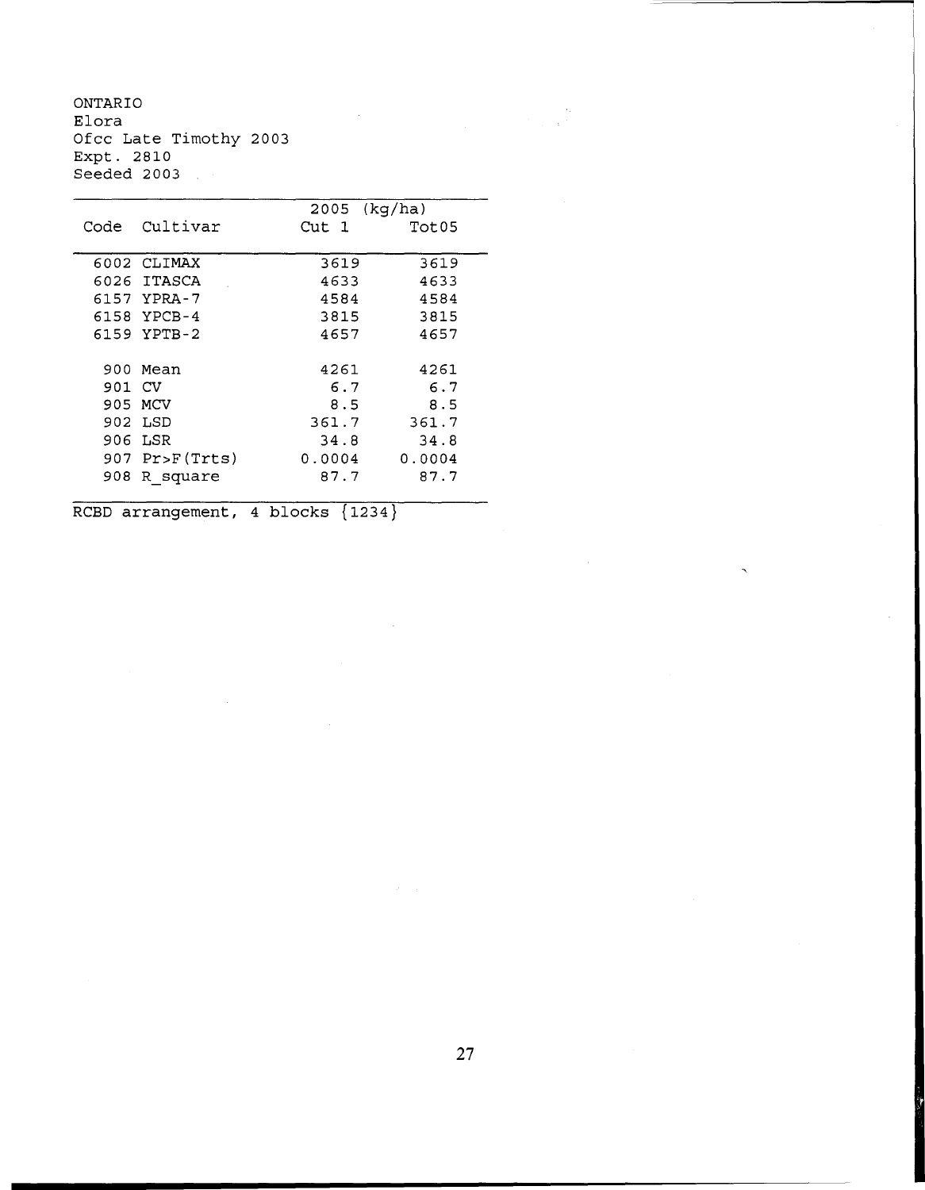ONTARIO
Elora
Ofcc Late Timothy 2003
Expt. 2810
Seeded 2003

| Code | Cultivar | 2005 (kg/ha) Cut 1 | Tot05 |
|---|---|---|---|
| 6002 | CLIMAX | 3619 | 3619 |
| 6026 | ITASCA | 4633 | 4633 |
| 6157 | YPRA-7 | 4584 | 4584 |
| 6158 | YPCB-4 | 3815 | 3815 |
| 6159 | YPTB-2 | 4657 | 4657 |
| | | | |
| 900 | Mean | 4261 | 4261 |
| 901 | CV | 6.7 | 6.7 |
| 905 | MCV | 8.5 | 8.5 |
| 902 | LSD | 361.7 | 361.7 |
| 906 | LSR | 34.8 | 34.8 |
| 907 | Pr>F(Trts) | 0.0004 | 0.0004 |
| 908 | R_square | 87.7 | 87.7 |

RCBD arrangement, 4 blocks {1234}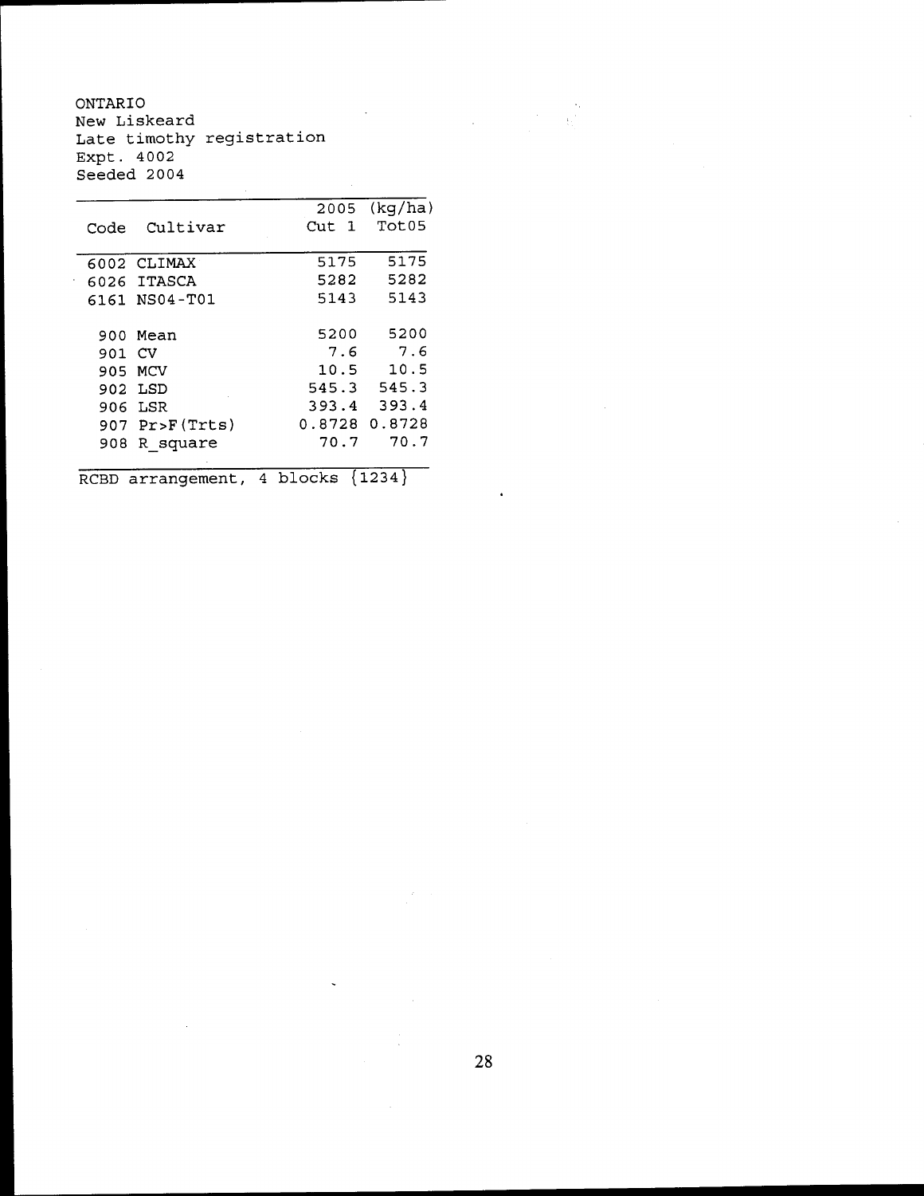ONTARIO
New Liskeard
Late timothy registration
Expt. 4002
Seeded 2004

| Code | Cultivar | 2005 Cut 1 | (kg/ha) Tot05 |
|---|---|---|---|
| 6002 | CLIMAX | 5175 | 5175 |
| 6026 | ITASCA | 5282 | 5282 |
| 6161 | NS04-T01 | 5143 | 5143 |
| | | | |
| 900 | Mean | 5200 | 5200 |
| 901 | CV | 7.6 | 7.6 |
| 905 | MCV | 10.5 | 10.5 |
| 902 | LSD | 545.3 | 545.3 |
| 906 | LSR | 393.4 | 393.4 |
| 907 | Pr>F(Trts) | 0.8728 | 0.8728 |
| 908 | R_square | 70.7 | 70.7 |

RCBD arrangement, 4 blocks {1234}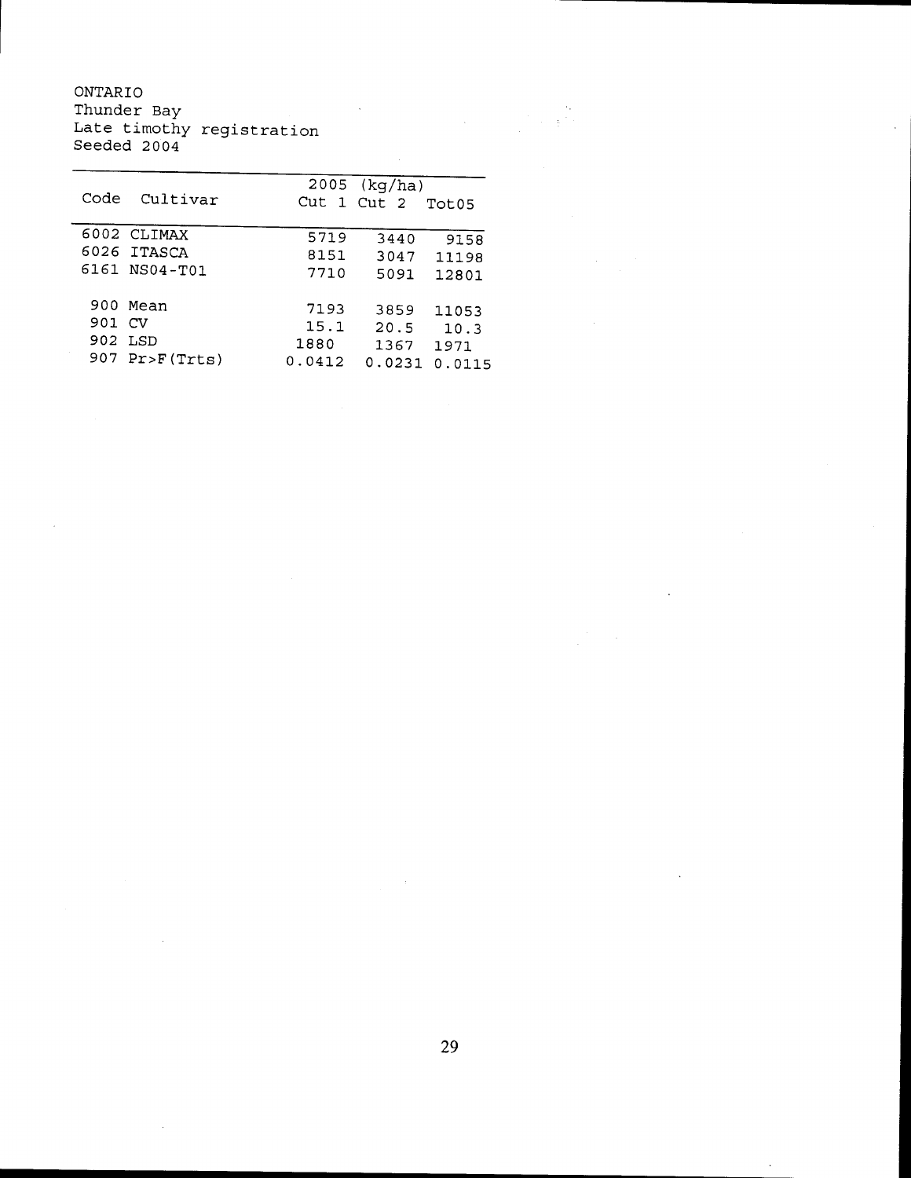ONTARIO
Thunder Bay
Late timothy registration
Seeded 2004

| Code | Cultivar | 2005 (kg/ha) Cut 1 | Cut 2 | Tot05 |
|---|---|---|---|---|
| 6002 | CLIMAX | 5719 | 3440 | 9158 |
| 6026 | ITASCA | 8151 | 3047 | 11198 |
| 6161 | NS04-T01 | 7710 | 5091 | 12801 |
| 900 | Mean | 7193 | 3859 | 11053 |
| 901 | CV | 15.1 | 20.5 | 10.3 |
| 902 | LSD | 1880 | 1367 | 1971 |
| 907 | Pr>F(Trts) | 0.0412 | 0.0231 | 0.0115 |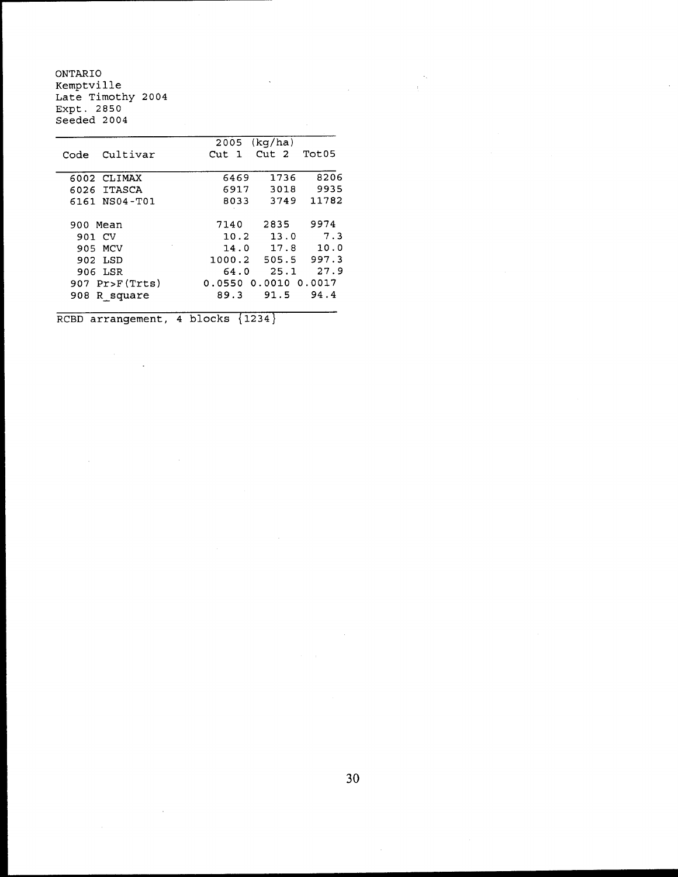ONTARIO
Kemptville
Late Timothy 2004
Expt. 2850
Seeded 2004

| Code | Cultivar | 2005 (kg/ha) Cut 1 | Cut 2 | Tot05 |
|---|---|---|---|---|
| 6002 | CLIMAX | 6469 | 1736 | 8206 |
| 6026 | ITASCA | 6917 | 3018 | 9935 |
| 6161 | NS04-T01 | 8033 | 3749 | 11782 |
| 900 | Mean | 7140 | 2835 | 9974 |
| 901 | CV | 10.2 | 13.0 | 7.3 |
| 905 | MCV | 14.0 | 17.8 | 10.0 |
| 902 | LSD | 1000.2 | 505.5 | 997.3 |
| 906 | LSR | 64.0 | 25.1 | 27.9 |
| 907 | Pr>F(Trts) | 0.0550 | 0.0010 | 0.0017 |
| 908 | R_square | 89.3 | 91.5 | 94.4 |

RCBD arrangement, 4 blocks {1234}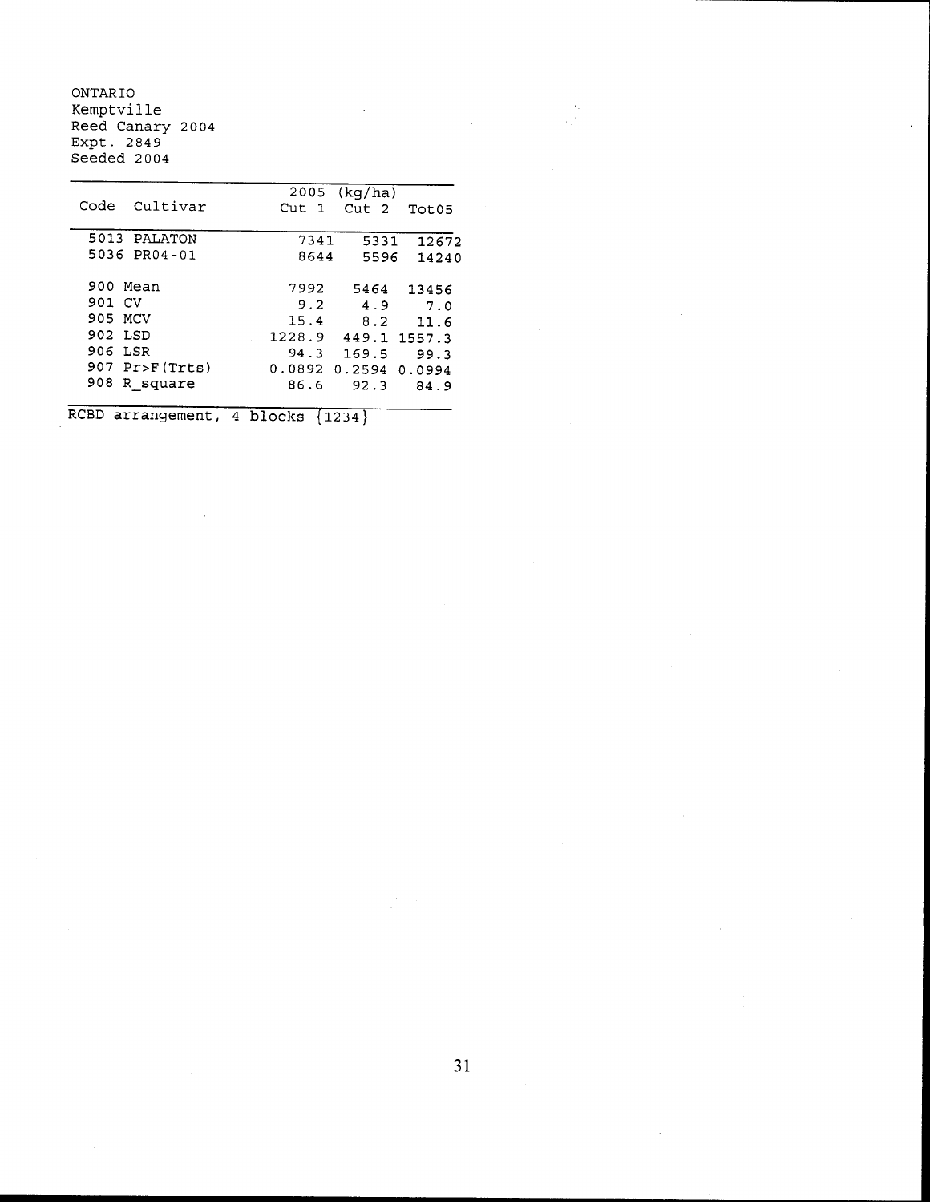ONTARIO
Kemptville
Reed Canary 2004
Expt. 2849
Seeded 2004

| Code | Cultivar | 2005 (kg/ha) Cut 1 | Cut 2 | Tot05 |
|---|---|---|---|---|
| 5013 | PALATON | 7341 | 5331 | 12672 |
| 5036 | PR04-01 | 8644 | 5596 | 14240 |
| | | | | |
| 900 | Mean | 7992 | 5464 | 13456 |
| 901 | CV | 9.2 | 4.9 | 7.0 |
| 905 | MCV | 15.4 | 8.2 | 11.6 |
| 902 | LSD | 1228.9 | 449.1 | 1557.3 |
| 906 | LSR | 94.3 | 169.5 | 99.3 |
| 907 | Pr>F(Trts) | 0.0892 | 0.2594 | 0.0994 |
| 908 | R_square | 86.6 | 92.3 | 84.9 |

RCBD arrangement, 4 blocks {1234}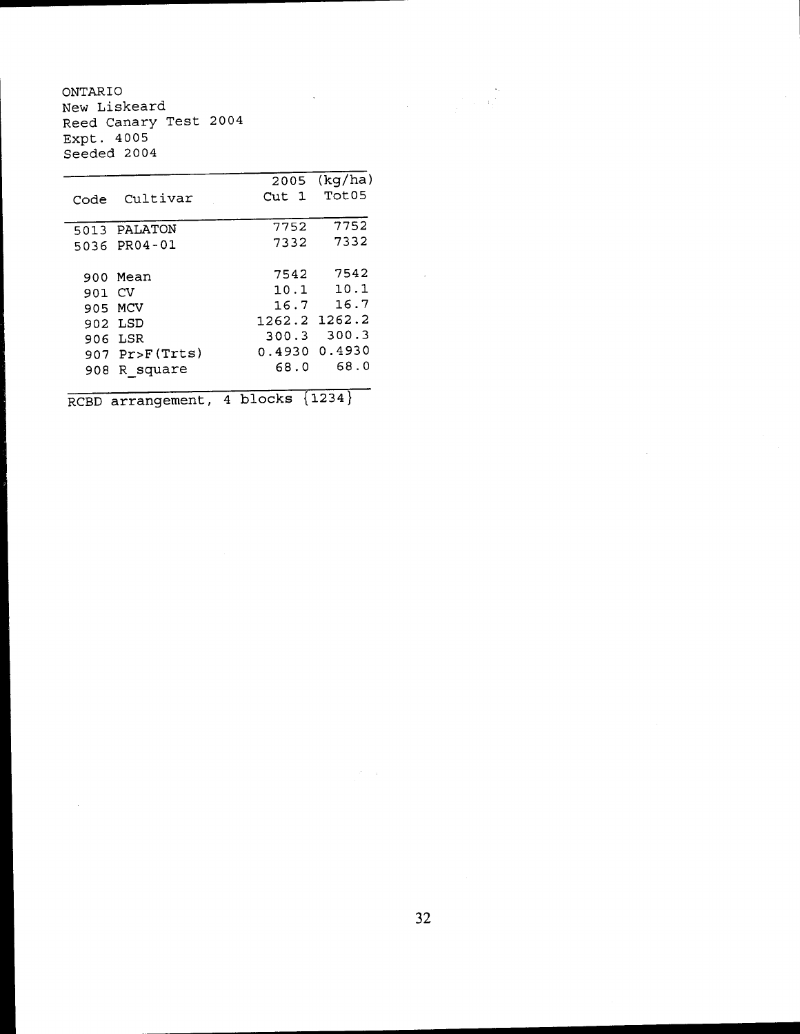ONTARIO
New Liskeard
Reed Canary Test 2004
Expt. 4005
Seeded 2004

| Code | Cultivar | 2005 (kg/ha) Cut 1 | Tot05 |
|---|---|---|---|
| 5013 | PALATON | 7752 | 7752 |
| 5036 | PR04-01 | 7332 | 7332 |
| | | | |
| 900 | Mean | 7542 | 7542 |
| 901 | CV | 10.1 | 10.1 |
| 905 | MCV | 16.7 | 16.7 |
| 902 | LSD | 1262.2 | 1262.2 |
| 906 | LSR | 300.3 | 300.3 |
| 907 | Pr>F(Trts) | 0.4930 | 0.4930 |
| 908 | R_square | 68.0 | 68.0 |

RCBD arrangement, 4 blocks {1234}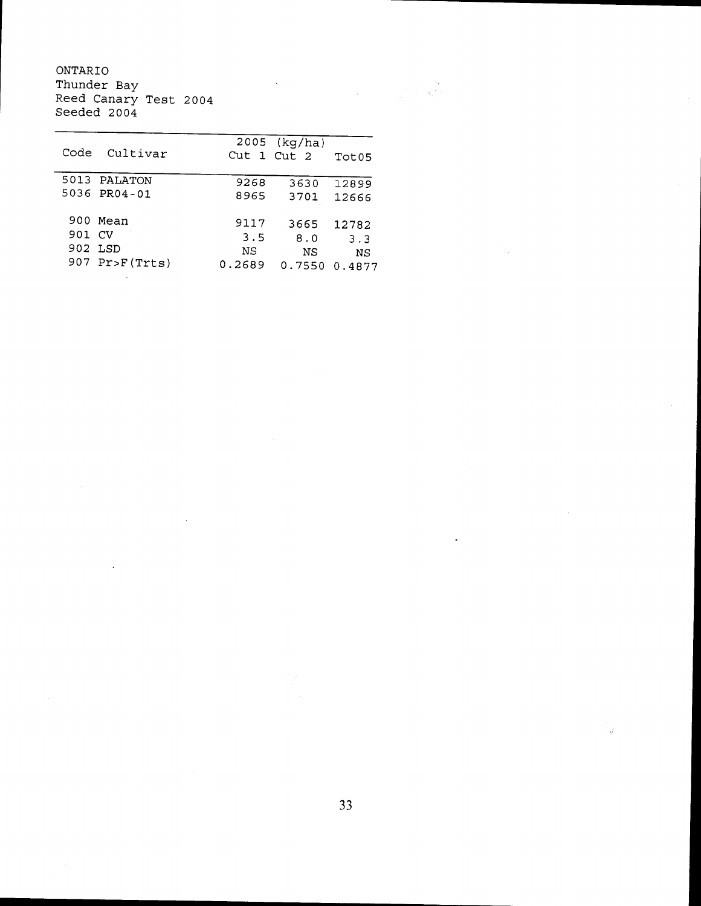ONTARIO
Thunder Bay
Reed Canary Test 2004
Seeded 2004

| Code | Cultivar | 2005 (kg/ha) Cut 1 | Cut 2 | Tot05 |
|---|---|---|---|---|
| 5013 | PALATON | 9268 | 3630 | 12899 |
| 5036 | PR04-01 | 8965 | 3701 | 12666 |
| | | | | |
| 900 | Mean | 9117 | 3665 | 12782 |
| 901 | CV | 3.5 | 8.0 | 3.3 |
| 902 | LSD | NS | NS | NS |
| 907 | Pr>F(Trts) | 0.2689 | 0.7550 | 0.4877 |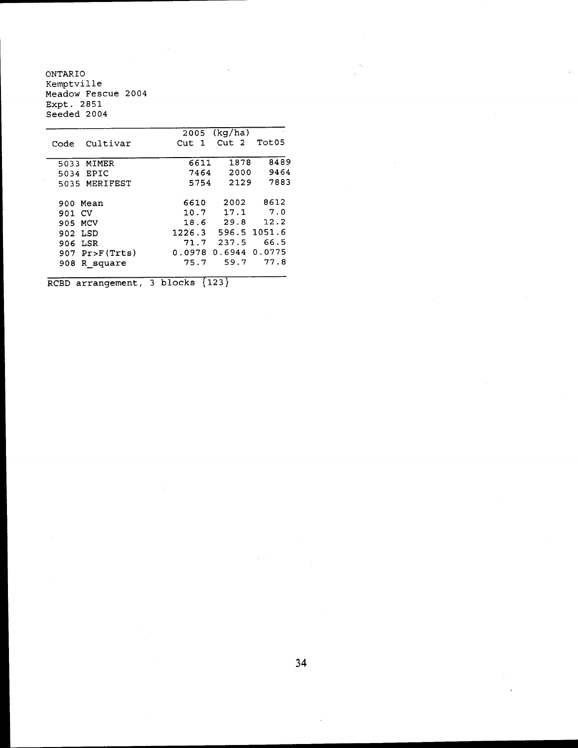ONTARIO
Kemptville
Meadow Fescue 2004
Expt. 2851
Seeded 2004

| Code | Cultivar | 2005 (kg/ha) Cut 1 | Cut 2 | Tot05 |
|---|---|---|---|---|
| 5033 | MIMER | 6611 | 1878 | 8489 |
| 5034 | EPIC | 7464 | 2000 | 9464 |
| 5035 | MERIFEST | 5754 | 2129 | 7883 |
| 900 | Mean | 6610 | 2002 | 8612 |
| 901 | CV | 10.7 | 17.1 | 7.0 |
| 905 | MCV | 18.6 | 29.8 | 12.2 |
| 902 | LSD | 1226.3 | 596.5 | 1051.6 |
| 906 | LSR | 71.7 | 237.5 | 66.5 |
| 907 | Pr>F(Trts) | 0.0978 | 0.6944 | 0.0775 |
| 908 | R_square | 75.7 | 59.7 | 77.8 |

RCBD arrangement, 3 blocks {123}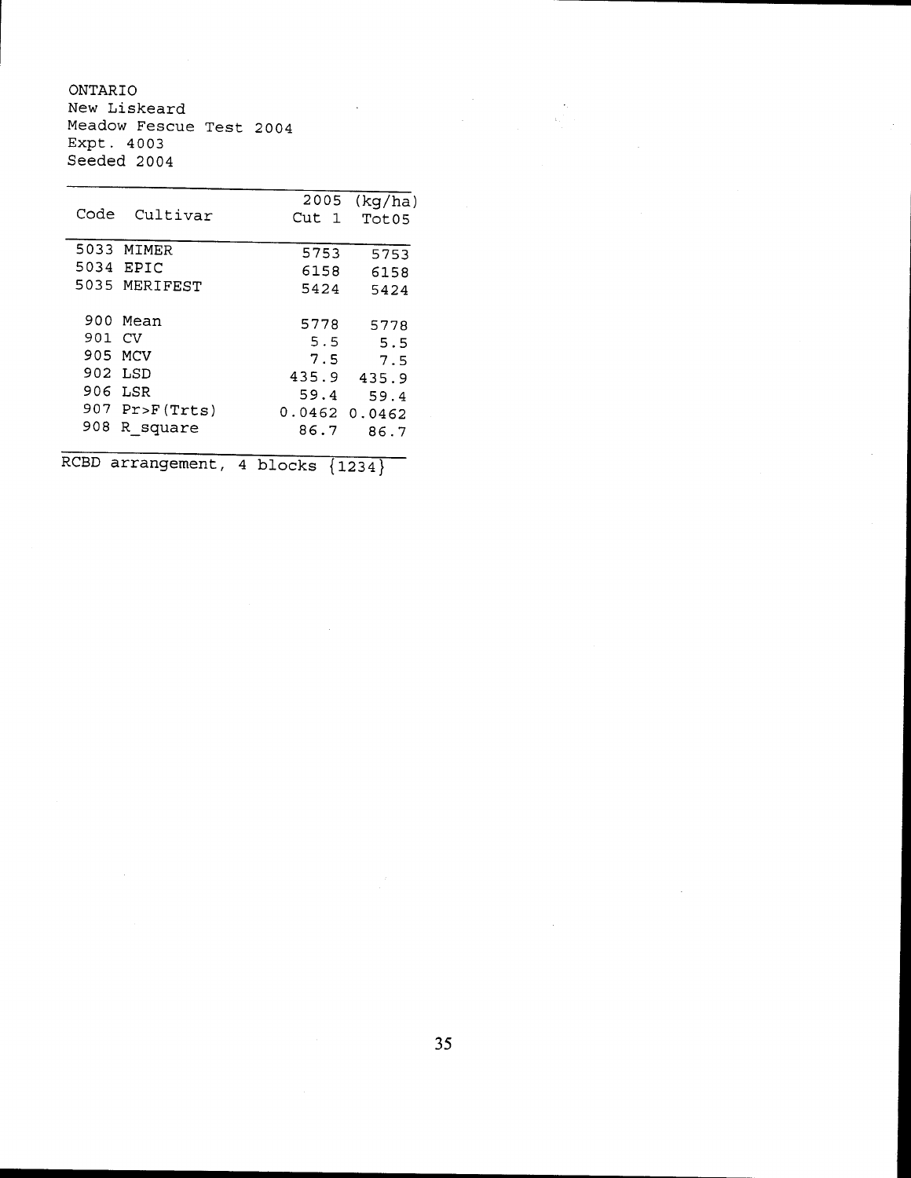ONTARIO
New Liskeard
Meadow Fescue Test 2004
Expt. 4003
Seeded 2004

| Code | Cultivar | 2005 Cut 1 | (kg/ha) Tot05 |
|---|---|---|---|
| 5033 | MIMER | 5753 | 5753 |
| 5034 | EPIC | 6158 | 6158 |
| 5035 | MERIFEST | 5424 | 5424 |
| | | | |
| 900 | Mean | 5778 | 5778 |
| 901 | CV | 5.5 | 5.5 |
| 905 | MCV | 7.5 | 7.5 |
| 902 | LSD | 435.9 | 435.9 |
| 906 | LSR | 59.4 | 59.4 |
| 907 | Pr>F(Trts) | 0.0462 | 0.0462 |
| 908 | R_square | 86.7 | 86.7 |

RCBD arrangement, 4 blocks {1234}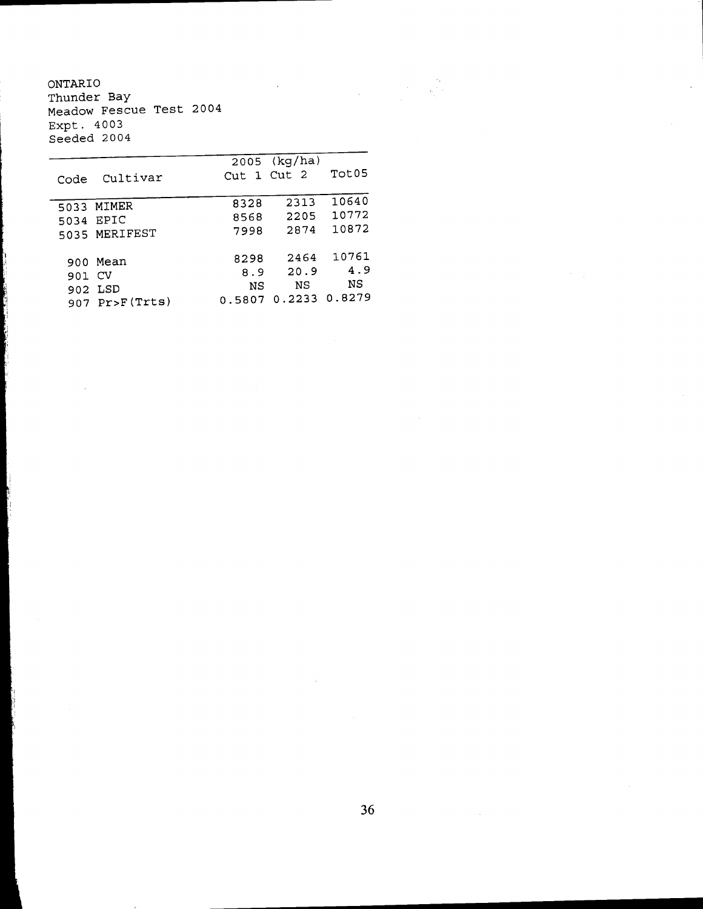ONTARIO
Thunder Bay
Meadow Fescue Test 2004
Expt. 4003
Seeded 2004

| Code | Cultivar | 2005 (kg/ha) Cut 1 | Cut 2 | Tot05 |
|---|---|---|---|---|
| 5033 | MIMER | 8328 | 2313 | 10640 |
| 5034 | EPIC | 8568 | 2205 | 10772 |
| 5035 | MERIFEST | 7998 | 2874 | 10872 |
| 900 | Mean | 8298 | 2464 | 10761 |
| 901 | CV | 8.9 | 20.9 | 4.9 |
| 902 | LSD | NS | NS | NS |
| 907 | Pr>F(Trts) | 0.5807 | 0.2233 | 0.8279 |